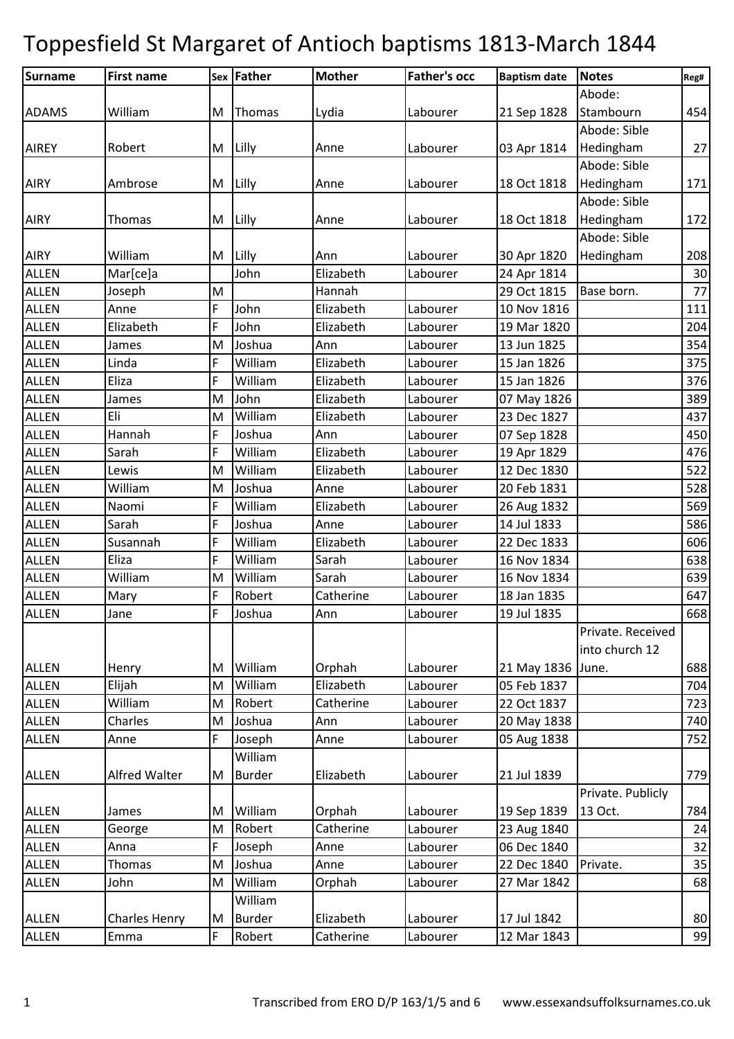# Toppesfield St Margaret of Antioch baptisms 1813-March 1844

| Surname | First name | Sex | Father | Mother | Father's occ | Baptism date | Notes | Reg# |
|---|---|---|---|---|---|---|---|---|
| ADAMS | William | M | Thomas | Lydia | Labourer | 21 Sep 1828 | Abode: Stambourn | 454 |
| AIREY | Robert | M | Lilly | Anne | Labourer | 03 Apr 1814 | Abode: Sible Hedingham | 27 |
| AIRY | Ambrose | M | Lilly | Anne | Labourer | 18 Oct 1818 | Abode: Sible Hedingham | 171 |
| AIRY | Thomas | M | Lilly | Anne | Labourer | 18 Oct 1818 | Abode: Sible Hedingham | 172 |
| AIRY | William | M | Lilly | Ann | Labourer | 30 Apr 1820 | Abode: Sible Hedingham | 208 |
| ALLEN | Mar[ce]a | | John | Elizabeth | Labourer | 24 Apr 1814 | | 30 |
| ALLEN | Joseph | M | | Hannah | | 29 Oct 1815 | Base born. | 77 |
| ALLEN | Anne | F | John | Elizabeth | Labourer | 10 Nov 1816 | | 111 |
| ALLEN | Elizabeth | F | John | Elizabeth | Labourer | 19 Mar 1820 | | 204 |
| ALLEN | James | M | Joshua | Ann | Labourer | 13 Jun 1825 | | 354 |
| ALLEN | Linda | F | William | Elizabeth | Labourer | 15 Jan 1826 | | 375 |
| ALLEN | Eliza | F | William | Elizabeth | Labourer | 15 Jan 1826 | | 376 |
| ALLEN | James | M | John | Elizabeth | Labourer | 07 May 1826 | | 389 |
| ALLEN | Eli | M | William | Elizabeth | Labourer | 23 Dec 1827 | | 437 |
| ALLEN | Hannah | F | Joshua | Ann | Labourer | 07 Sep 1828 | | 450 |
| ALLEN | Sarah | F | William | Elizabeth | Labourer | 19 Apr 1829 | | 476 |
| ALLEN | Lewis | M | William | Elizabeth | Labourer | 12 Dec 1830 | | 522 |
| ALLEN | William | M | Joshua | Anne | Labourer | 20 Feb 1831 | | 528 |
| ALLEN | Naomi | F | William | Elizabeth | Labourer | 26 Aug 1832 | | 569 |
| ALLEN | Sarah | F | Joshua | Anne | Labourer | 14 Jul 1833 | | 586 |
| ALLEN | Susannah | F | William | Elizabeth | Labourer | 22 Dec 1833 | | 606 |
| ALLEN | Eliza | F | William | Sarah | Labourer | 16 Nov 1834 | | 638 |
| ALLEN | William | M | William | Sarah | Labourer | 16 Nov 1834 | | 639 |
| ALLEN | Mary | F | Robert | Catherine | Labourer | 18 Jan 1835 | | 647 |
| ALLEN | Jane | F | Joshua | Ann | Labourer | 19 Jul 1835 | | 668 |
| ALLEN | Henry | M | William | Orphah | Labourer | 21 May 1836 | Private. Received into church 12 June. | 688 |
| ALLEN | Elijah | M | William | Elizabeth | Labourer | 05 Feb 1837 | | 704 |
| ALLEN | William | M | Robert | Catherine | Labourer | 22 Oct 1837 | | 723 |
| ALLEN | Charles | M | Joshua | Ann | Labourer | 20 May 1838 | | 740 |
| ALLEN | Anne | F | Joseph | Anne | Labourer | 05 Aug 1838 | | 752 |
| ALLEN | Alfred Walter | M | William Burder | Elizabeth | Labourer | 21 Jul 1839 | | 779 |
| ALLEN | James | M | William | Orphah | Labourer | 19 Sep 1839 | Private. Publicly 13 Oct. | 784 |
| ALLEN | George | M | Robert | Catherine | Labourer | 23 Aug 1840 | | 24 |
| ALLEN | Anna | F | Joseph | Anne | Labourer | 06 Dec 1840 | | 32 |
| ALLEN | Thomas | M | Joshua | Anne | Labourer | 22 Dec 1840 | Private. | 35 |
| ALLEN | John | M | William | Orphah | Labourer | 27 Mar 1842 | | 68 |
| ALLEN | Charles Henry | M | William Burder | Elizabeth | Labourer | 17 Jul 1842 | | 80 |
| ALLEN | Emma | F | Robert | Catherine | Labourer | 12 Mar 1843 | | 99 |

Transcribed from ERO D/P 163/1/5 and 6 www.essexandsuffolksurnames.co.uk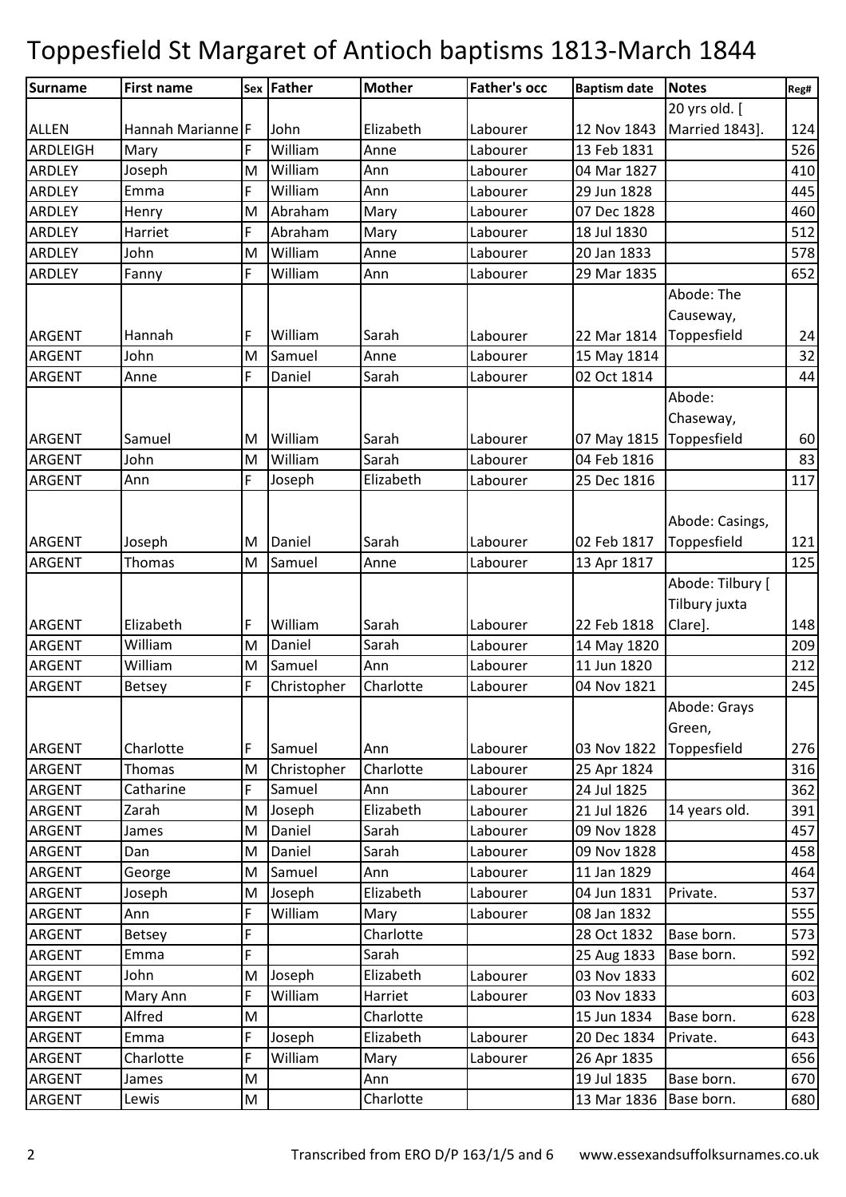# Toppesfield St Margaret of Antioch baptisms 1813-March 1844

| Surname | First name | Sex | Father | Mother | Father's occ | Baptism date | Notes | Reg# |
|---|---|---|---|---|---|---|---|---|
| ALLEN | Hannah Marianne | F | John | Elizabeth | Labourer | 12 Nov 1843 | 20 yrs old. [ Married 1843]. | 124 |
| ARDLEIGH | Mary | F | William | Anne | Labourer | 13 Feb 1831 | | 526 |
| ARDLEY | Joseph | M | William | Ann | Labourer | 04 Mar 1827 | | 410 |
| ARDLEY | Emma | F | William | Ann | Labourer | 29 Jun 1828 | | 445 |
| ARDLEY | Henry | M | Abraham | Mary | Labourer | 07 Dec 1828 | | 460 |
| ARDLEY | Harriet | F | Abraham | Mary | Labourer | 18 Jul 1830 | | 512 |
| ARDLEY | John | M | William | Anne | Labourer | 20 Jan 1833 | | 578 |
| ARDLEY | Fanny | F | William | Ann | Labourer | 29 Mar 1835 | | 652 |
| ARGENT | Hannah | F | William | Sarah | Labourer | 22 Mar 1814 | Abode: The Causeway, Toppesfield | 24 |
| ARGENT | John | M | Samuel | Anne | Labourer | 15 May 1814 | | 32 |
| ARGENT | Anne | F | Daniel | Sarah | Labourer | 02 Oct 1814 | | 44 |
| ARGENT | Samuel | M | William | Sarah | Labourer | 07 May 1815 | Abode: Chaseway, Toppesfield | 60 |
| ARGENT | John | M | William | Sarah | Labourer | 04 Feb 1816 | | 83 |
| ARGENT | Ann | F | Joseph | Elizabeth | Labourer | 25 Dec 1816 | | 117 |
| ARGENT | Joseph | M | Daniel | Sarah | Labourer | 02 Feb 1817 | Abode: Casings, Toppesfield | 121 |
| ARGENT | Thomas | M | Samuel | Anne | Labourer | 13 Apr 1817 | | 125 |
| ARGENT | Elizabeth | F | William | Sarah | Labourer | 22 Feb 1818 | Abode: Tilbury [ Tilbury juxta Clare]. | 148 |
| ARGENT | William | M | Daniel | Sarah | Labourer | 14 May 1820 | | 209 |
| ARGENT | William | M | Samuel | Ann | Labourer | 11 Jun 1820 | | 212 |
| ARGENT | Betsey | F | Christopher | Charlotte | Labourer | 04 Nov 1821 | | 245 |
| ARGENT | Charlotte | F | Samuel | Ann | Labourer | 03 Nov 1822 | Abode: Grays Green, Toppesfield | 276 |
| ARGENT | Thomas | M | Christopher | Charlotte | Labourer | 25 Apr 1824 | | 316 |
| ARGENT | Catharine | F | Samuel | Ann | Labourer | 24 Jul 1825 | | 362 |
| ARGENT | Zarah | M | Joseph | Elizabeth | Labourer | 21 Jul 1826 | 14 years old. | 391 |
| ARGENT | James | M | Daniel | Sarah | Labourer | 09 Nov 1828 | | 457 |
| ARGENT | Dan | M | Daniel | Sarah | Labourer | 09 Nov 1828 | | 458 |
| ARGENT | George | M | Samuel | Ann | Labourer | 11 Jan 1829 | | 464 |
| ARGENT | Joseph | M | Joseph | Elizabeth | Labourer | 04 Jun 1831 | Private. | 537 |
| ARGENT | Ann | F | William | Mary | Labourer | 08 Jan 1832 | | 555 |
| ARGENT | Betsey | F | | Charlotte | | 28 Oct 1832 | Base born. | 573 |
| ARGENT | Emma | F | | Sarah | | 25 Aug 1833 | Base born. | 592 |
| ARGENT | John | M | Joseph | Elizabeth | Labourer | 03 Nov 1833 | | 602 |
| ARGENT | Mary Ann | F | William | Harriet | Labourer | 03 Nov 1833 | | 603 |
| ARGENT | Alfred | M | | Charlotte | | 15 Jun 1834 | Base born. | 628 |
| ARGENT | Emma | F | Joseph | Elizabeth | Labourer | 20 Dec 1834 | Private. | 643 |
| ARGENT | Charlotte | F | William | Mary | Labourer | 26 Apr 1835 | | 656 |
| ARGENT | James | M | | Ann | | 19 Jul 1835 | Base born. | 670 |
| ARGENT | Lewis | M | | Charlotte | | 13 Mar 1836 | Base born. | 680 |

Transcribed from ERO D/P 163/1/5 and 6    www.essexandsuffolksurnames.co.uk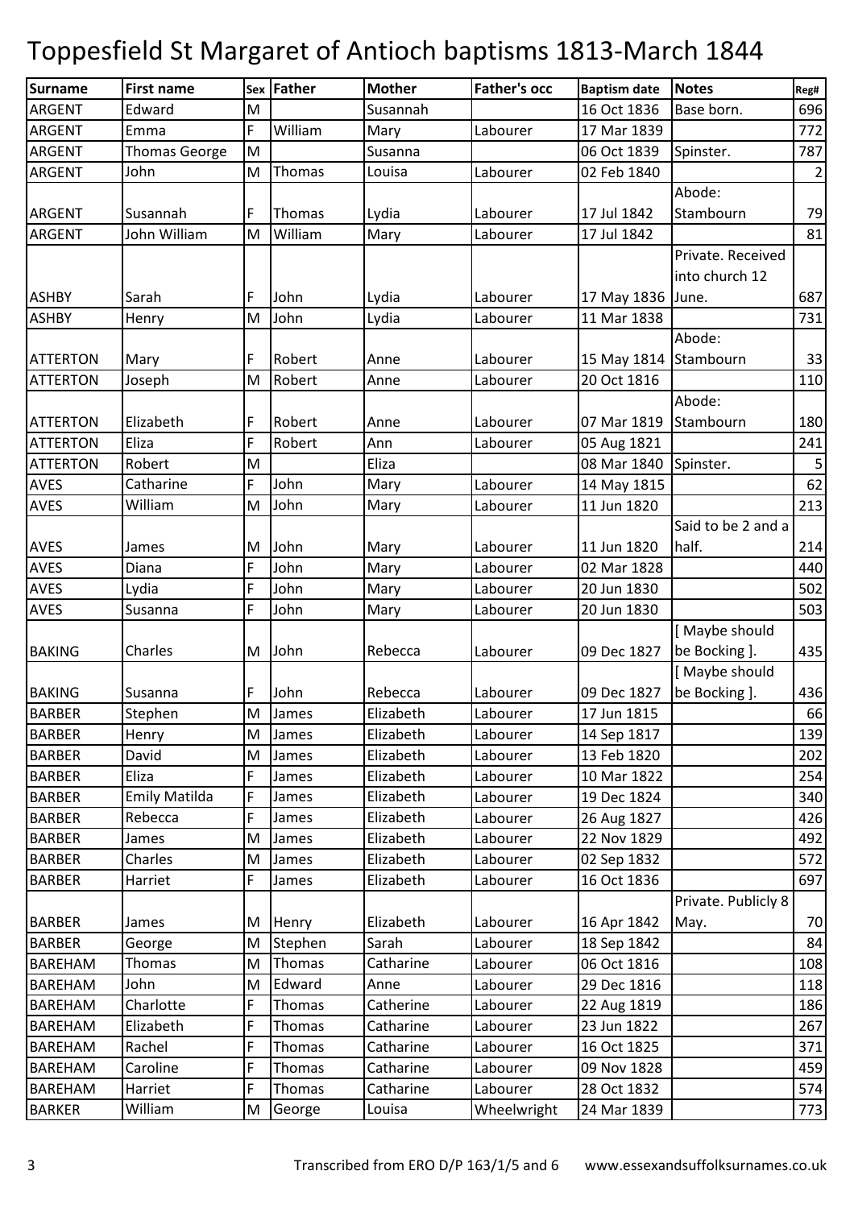# Toppesfield St Margaret of Antioch baptisms 1813-March 1844

| Surname | First name | Sex | Father | Mother | Father's occ | Baptism date | Notes | Reg# |
|---|---|---|---|---|---|---|---|---|
| ARGENT | Edward | M | | Susannah | | 16 Oct 1836 | Base born. | 696 |
| ARGENT | Emma | F | William | Mary | Labourer | 17 Mar 1839 | | 772 |
| ARGENT | Thomas George | M | | Susanna | | 06 Oct 1839 | Spinster. | 787 |
| ARGENT | John | M | Thomas | Louisa | Labourer | 02 Feb 1840 | | 2 |
| ARGENT | Susannah | F | Thomas | Lydia | Labourer | 17 Jul 1842 | Abode: Stambourn | 79 |
| ARGENT | John William | M | William | Mary | Labourer | 17 Jul 1842 | | 81 |
| ASHBY | Sarah | F | John | Lydia | Labourer | 17 May 1836 | Private. Received into church 12 June. | 687 |
| ASHBY | Henry | M | John | Lydia | Labourer | 11 Mar 1838 | | 731 |
| ATTERTON | Mary | F | Robert | Anne | Labourer | 15 May 1814 | Abode: Stambourn | 33 |
| ATTERTON | Joseph | M | Robert | Anne | Labourer | 20 Oct 1816 | | 110 |
| ATTERTON | Elizabeth | F | Robert | Anne | Labourer | 07 Mar 1819 | Abode: Stambourn | 180 |
| ATTERTON | Eliza | F | Robert | Ann | Labourer | 05 Aug 1821 | | 241 |
| ATTERTON | Robert | M | | Eliza | | 08 Mar 1840 | Spinster. | 5 |
| AVES | Catharine | F | John | Mary | Labourer | 14 May 1815 | | 62 |
| AVES | William | M | John | Mary | Labourer | 11 Jun 1820 | | 213 |
| AVES | James | M | John | Mary | Labourer | 11 Jun 1820 | Said to be 2 and a half. | 214 |
| AVES | Diana | F | John | Mary | Labourer | 02 Mar 1828 | | 440 |
| AVES | Lydia | F | John | Mary | Labourer | 20 Jun 1830 | | 502 |
| AVES | Susanna | F | John | Mary | Labourer | 20 Jun 1830 | | 503 |
| BAKING | Charles | M | John | Rebecca | Labourer | 09 Dec 1827 | [ Maybe should be Bocking ]. | 435 |
| BAKING | Susanna | F | John | Rebecca | Labourer | 09 Dec 1827 | [ Maybe should be Bocking ]. | 436 |
| BARBER | Stephen | M | James | Elizabeth | Labourer | 17 Jun 1815 | | 66 |
| BARBER | Henry | M | James | Elizabeth | Labourer | 14 Sep 1817 | | 139 |
| BARBER | David | M | James | Elizabeth | Labourer | 13 Feb 1820 | | 202 |
| BARBER | Eliza | F | James | Elizabeth | Labourer | 10 Mar 1822 | | 254 |
| BARBER | Emily Matilda | F | James | Elizabeth | Labourer | 19 Dec 1824 | | 340 |
| BARBER | Rebecca | F | James | Elizabeth | Labourer | 26 Aug 1827 | | 426 |
| BARBER | James | M | James | Elizabeth | Labourer | 22 Nov 1829 | | 492 |
| BARBER | Charles | M | James | Elizabeth | Labourer | 02 Sep 1832 | | 572 |
| BARBER | Harriet | F | James | Elizabeth | Labourer | 16 Oct 1836 | | 697 |
| BARBER | James | M | Henry | Elizabeth | Labourer | 16 Apr 1842 | Private. Publicly 8 May. | 70 |
| BARBER | George | M | Stephen | Sarah | Labourer | 18 Sep 1842 | | 84 |
| BAREHAM | Thomas | M | Thomas | Catharine | Labourer | 06 Oct 1816 | | 108 |
| BAREHAM | John | M | Edward | Anne | Labourer | 29 Dec 1816 | | 118 |
| BAREHAM | Charlotte | F | Thomas | Catherine | Labourer | 22 Aug 1819 | | 186 |
| BAREHAM | Elizabeth | F | Thomas | Catharine | Labourer | 23 Jun 1822 | | 267 |
| BAREHAM | Rachel | F | Thomas | Catharine | Labourer | 16 Oct 1825 | | 371 |
| BAREHAM | Caroline | F | Thomas | Catharine | Labourer | 09 Nov 1828 | | 459 |
| BAREHAM | Harriet | F | Thomas | Catharine | Labourer | 28 Oct 1832 | | 574 |
| BARKER | William | M | George | Louisa | Wheelwright | 24 Mar 1839 | | 773 |

Transcribed from ERO D/P 163/1/5 and 6 www.essexandsuffolksurnames.co.uk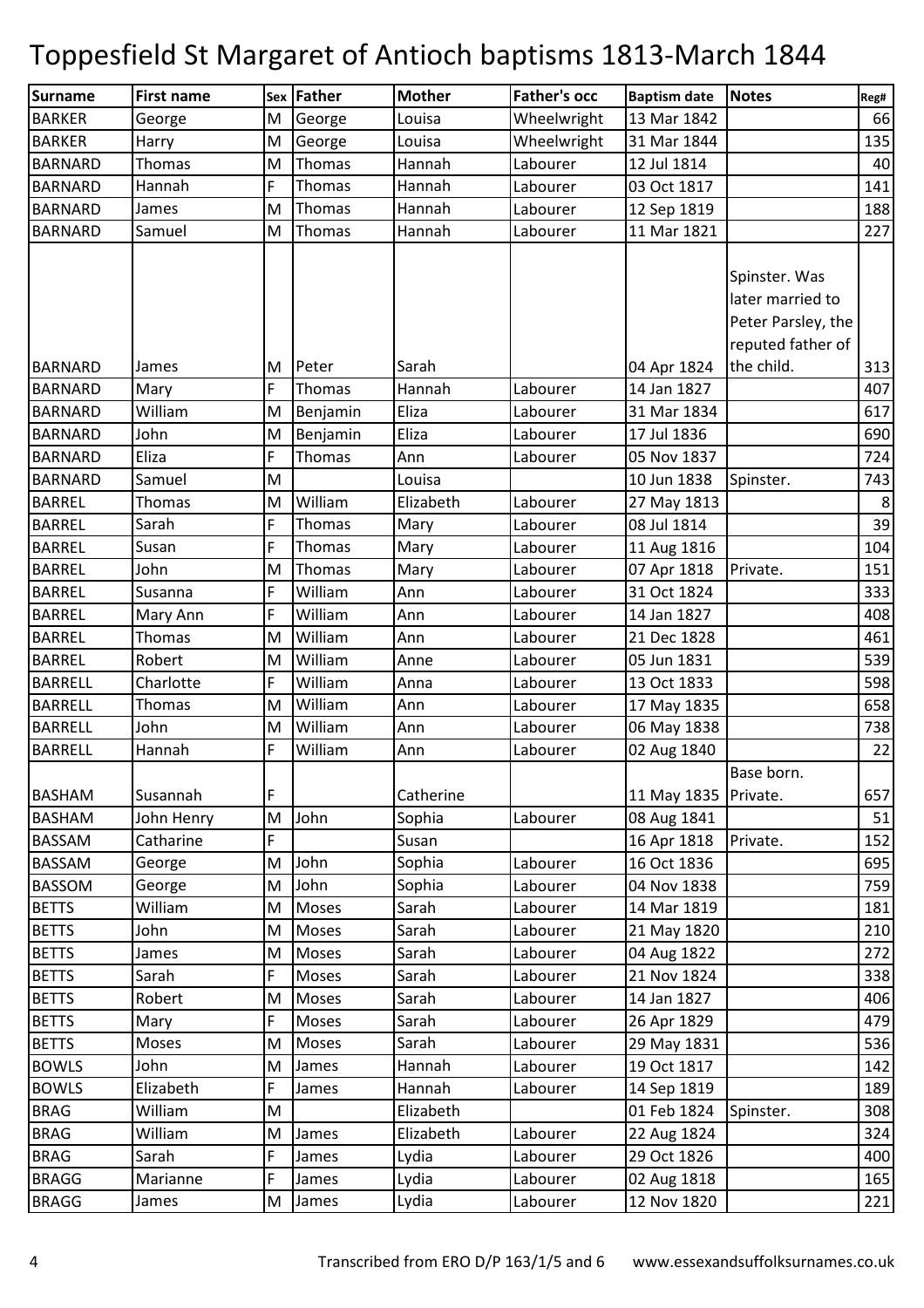# Toppesfield St Margaret of Antioch baptisms 1813-March 1844

| Surname | First name | Sex | Father | Mother | Father's occ | Baptism date | Notes | Reg# |
|---|---|---|---|---|---|---|---|---|
| BARKER | George | M | George | Louisa | Wheelwright | 13 Mar 1842 | | 66 |
| BARKER | Harry | M | George | Louisa | Wheelwright | 31 Mar 1844 | | 135 |
| BARNARD | Thomas | M | Thomas | Hannah | Labourer | 12 Jul 1814 | | 40 |
| BARNARD | Hannah | F | Thomas | Hannah | Labourer | 03 Oct 1817 | | 141 |
| BARNARD | James | M | Thomas | Hannah | Labourer | 12 Sep 1819 | | 188 |
| BARNARD | Samuel | M | Thomas | Hannah | Labourer | 11 Mar 1821 | | 227 |
| BARNARD | James | M | Peter | Sarah | | 04 Apr 1824 | Spinster. Was later married to Peter Parsley, the reputed father of the child. | 313 |
| BARNARD | Mary | F | Thomas | Hannah | Labourer | 14 Jan 1827 | | 407 |
| BARNARD | William | M | Benjamin | Eliza | Labourer | 31 Mar 1834 | | 617 |
| BARNARD | John | M | Benjamin | Eliza | Labourer | 17 Jul 1836 | | 690 |
| BARNARD | Eliza | F | Thomas | Ann | Labourer | 05 Nov 1837 | | 724 |
| BARNARD | Samuel | M | | Louisa | | 10 Jun 1838 | Spinster. | 743 |
| BARREL | Thomas | M | William | Elizabeth | Labourer | 27 May 1813 | | 8 |
| BARREL | Sarah | F | Thomas | Mary | Labourer | 08 Jul 1814 | | 39 |
| BARREL | Susan | F | Thomas | Mary | Labourer | 11 Aug 1816 | | 104 |
| BARREL | John | M | Thomas | Mary | Labourer | 07 Apr 1818 | Private. | 151 |
| BARREL | Susanna | F | William | Ann | Labourer | 31 Oct 1824 | | 333 |
| BARREL | Mary Ann | F | William | Ann | Labourer | 14 Jan 1827 | | 408 |
| BARREL | Thomas | M | William | Ann | Labourer | 21 Dec 1828 | | 461 |
| BARREL | Robert | M | William | Anne | Labourer | 05 Jun 1831 | | 539 |
| BARRELL | Charlotte | F | William | Anna | Labourer | 13 Oct 1833 | | 598 |
| BARRELL | Thomas | M | William | Ann | Labourer | 17 May 1835 | | 658 |
| BARRELL | John | M | William | Ann | Labourer | 06 May 1838 | | 738 |
| BARRELL | Hannah | F | William | Ann | Labourer | 02 Aug 1840 | | 22 |
| BASHAM | Susannah | F | | Catherine | | 11 May 1835 | Base born. Private. | 657 |
| BASHAM | John Henry | M | John | Sophia | Labourer | 08 Aug 1841 | | 51 |
| BASSAM | Catharine | F | | Susan | | 16 Apr 1818 | Private. | 152 |
| BASSAM | George | M | John | Sophia | Labourer | 16 Oct 1836 | | 695 |
| BASSOM | George | M | John | Sophia | Labourer | 04 Nov 1838 | | 759 |
| BETTS | William | M | Moses | Sarah | Labourer | 14 Mar 1819 | | 181 |
| BETTS | John | M | Moses | Sarah | Labourer | 21 May 1820 | | 210 |
| BETTS | James | M | Moses | Sarah | Labourer | 04 Aug 1822 | | 272 |
| BETTS | Sarah | F | Moses | Sarah | Labourer | 21 Nov 1824 | | 338 |
| BETTS | Robert | M | Moses | Sarah | Labourer | 14 Jan 1827 | | 406 |
| BETTS | Mary | F | Moses | Sarah | Labourer | 26 Apr 1829 | | 479 |
| BETTS | Moses | M | Moses | Sarah | Labourer | 29 May 1831 | | 536 |
| BOWLS | John | M | James | Hannah | Labourer | 19 Oct 1817 | | 142 |
| BOWLS | Elizabeth | F | James | Hannah | Labourer | 14 Sep 1819 | | 189 |
| BRAG | William | M | | Elizabeth | | 01 Feb 1824 | Spinster. | 308 |
| BRAG | William | M | James | Elizabeth | Labourer | 22 Aug 1824 | | 324 |
| BRAG | Sarah | F | James | Lydia | Labourer | 29 Oct 1826 | | 400 |
| BRAGG | Marianne | F | James | Lydia | Labourer | 02 Aug 1818 | | 165 |
| BRAGG | James | M | James | Lydia | Labourer | 12 Nov 1820 | | 221 |

Transcribed from ERO D/P 163/1/5 and 6 www.essexandsuffolksurnames.co.uk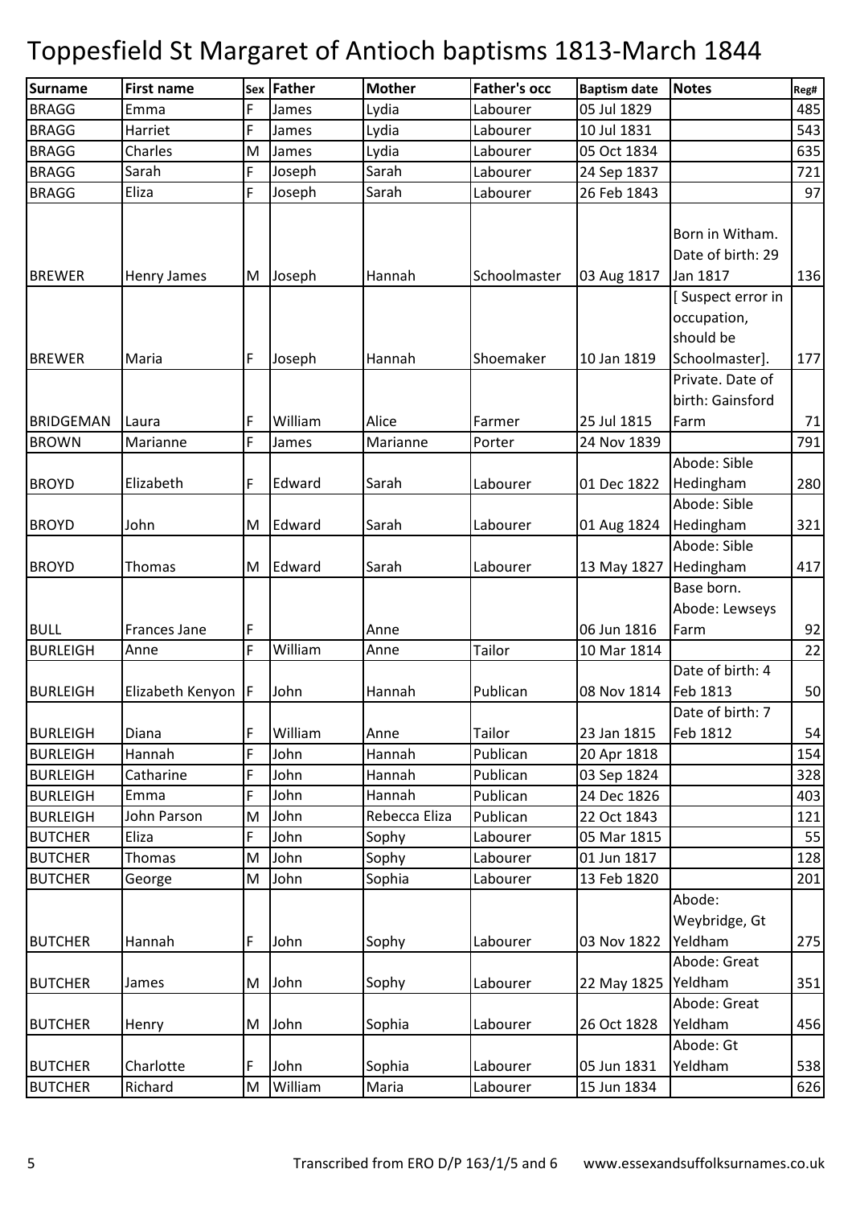# Toppesfield St Margaret of Antioch baptisms 1813-March 1844

| Surname | First name | Sex | Father | Mother | Father's occ | Baptism date | Notes | Reg# |
|---|---|---|---|---|---|---|---|---|
| BRAGG | Emma | F | James | Lydia | Labourer | 05 Jul 1829 | | 485 |
| BRAGG | Harriet | F | James | Lydia | Labourer | 10 Jul 1831 | | 543 |
| BRAGG | Charles | M | James | Lydia | Labourer | 05 Oct 1834 | | 635 |
| BRAGG | Sarah | F | Joseph | Sarah | Labourer | 24 Sep 1837 | | 721 |
| BRAGG | Eliza | F | Joseph | Sarah | Labourer | 26 Feb 1843 | | 97 |
| BREWER | Henry James | M | Joseph | Hannah | Schoolmaster | 03 Aug 1817 | Born in Witham. Date of birth: 29 Jan 1817 | 136 |
| BREWER | Maria | F | Joseph | Hannah | Shoemaker | 10 Jan 1819 | [ Suspect error in occupation, should be Schoolmaster]. | 177 |
| BRIDGEMAN | Laura | F | William | Alice | Farmer | 25 Jul 1815 | Private. Date of birth: Gainsford Farm | 71 |
| BROWN | Marianne | F | James | Marianne | Porter | 24 Nov 1839 | | 791 |
| BROYD | Elizabeth | F | Edward | Sarah | Labourer | 01 Dec 1822 | Abode: Sible Hedingham | 280 |
| BROYD | John | M | Edward | Sarah | Labourer | 01 Aug 1824 | Abode: Sible Hedingham | 321 |
| BROYD | Thomas | M | Edward | Sarah | Labourer | 13 May 1827 | Abode: Sible Hedingham | 417 |
| BULL | Frances Jane | F | | Anne | | 06 Jun 1816 | Base born. Abode: Lewseys Farm | 92 |
| BURLEIGH | Anne | F | William | Anne | Tailor | 10 Mar 1814 | | 22 |
| BURLEIGH | Elizabeth Kenyon | F | John | Hannah | Publican | 08 Nov 1814 | Date of birth: 4 Feb 1813 | 50 |
| BURLEIGH | Diana | F | William | Anne | Tailor | 23 Jan 1815 | Date of birth: 7 Feb 1812 | 54 |
| BURLEIGH | Hannah | F | John | Hannah | Publican | 20 Apr 1818 | | 154 |
| BURLEIGH | Catharine | F | John | Hannah | Publican | 03 Sep 1824 | | 328 |
| BURLEIGH | Emma | F | John | Hannah | Publican | 24 Dec 1826 | | 403 |
| BURLEIGH | John Parson | M | John | Rebecca Eliza | Publican | 22 Oct 1843 | | 121 |
| BUTCHER | Eliza | F | John | Sophy | Labourer | 05 Mar 1815 | | 55 |
| BUTCHER | Thomas | M | John | Sophy | Labourer | 01 Jun 1817 | | 128 |
| BUTCHER | George | M | John | Sophia | Labourer | 13 Feb 1820 | | 201 |
| BUTCHER | Hannah | F | John | Sophy | Labourer | 03 Nov 1822 | Abode: Weybridge, Gt Yeldham | 275 |
| BUTCHER | James | M | John | Sophy | Labourer | 22 May 1825 | Abode: Great Yeldham | 351 |
| BUTCHER | Henry | M | John | Sophia | Labourer | 26 Oct 1828 | Abode: Great Yeldham | 456 |
| BUTCHER | Charlotte | F | John | Sophia | Labourer | 05 Jun 1831 | Abode: Gt Yeldham | 538 |
| BUTCHER | Richard | M | William | Maria | Labourer | 15 Jun 1834 | | 626 |

Transcribed from ERO D/P 163/1/5 and 6 www.essexandsuffolksurnames.co.uk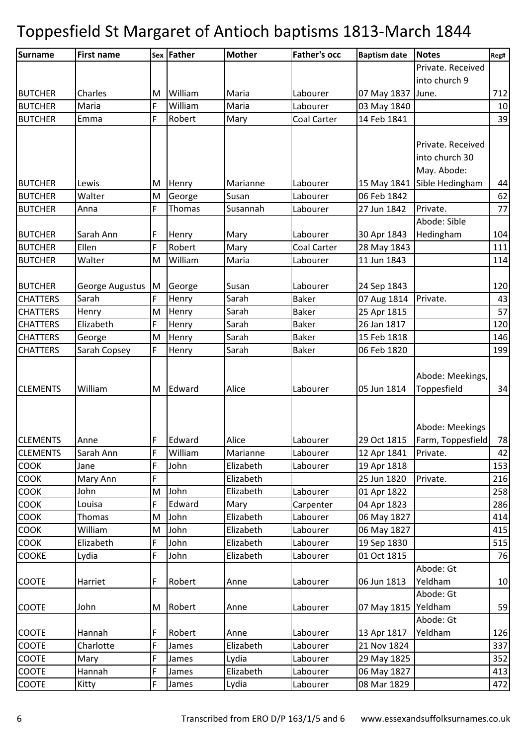# Toppesfield St Margaret of Antioch baptisms 1813-March 1844

| Surname | First name | Sex | Father | Mother | Father's occ | Baptism date | Notes | Reg# |
|---|---|---|---|---|---|---|---|---|
| BUTCHER | Charles | M | William | Maria | Labourer | 07 May 1837 | Private. Received into church 9 June. | 712 |
| BUTCHER | Maria | F | William | Maria | Labourer | 03 May 1840 | | 10 |
| BUTCHER | Emma | F | Robert | Mary | Coal Carter | 14 Feb 1841 | | 39 |
| BUTCHER | Lewis | M | Henry | Marianne | Labourer | 15 May 1841 | Private. Received into church 30 May. Abode: Sible Hedingham | 44 |
| BUTCHER | Walter | M | George | Susan | Labourer | 06 Feb 1842 | | 62 |
| BUTCHER | Anna | F | Thomas | Susannah | Labourer | 27 Jun 1842 | Private. | 77 |
| BUTCHER | Sarah Ann | F | Henry | Mary | Labourer | 30 Apr 1843 | Abode: Sible Hedingham | 104 |
| BUTCHER | Ellen | F | Robert | Mary | Coal Carter | 28 May 1843 | | 111 |
| BUTCHER | Walter | M | William | Maria | Labourer | 11 Jun 1843 | | 114 |
| BUTCHER | George Augustus | M | George | Susan | Labourer | 24 Sep 1843 | | 120 |
| CHATTERS | Sarah | F | Henry | Sarah | Baker | 07 Aug 1814 | Private. | 43 |
| CHATTERS | Henry | M | Henry | Sarah | Baker | 25 Apr 1815 | | 57 |
| CHATTERS | Elizabeth | F | Henry | Sarah | Baker | 26 Jan 1817 | | 120 |
| CHATTERS | George | M | Henry | Sarah | Baker | 15 Feb 1818 | | 146 |
| CHATTERS | Sarah Copsey | F | Henry | Sarah | Baker | 06 Feb 1820 | | 199 |
| CLEMENTS | William | M | Edward | Alice | Labourer | 05 Jun 1814 | Abode: Meekings, Toppesfield | 34 |
| CLEMENTS | Anne | F | Edward | Alice | Labourer | 29 Oct 1815 | Abode: Meekings Farm, Toppesfield | 78 |
| CLEMENTS | Sarah Ann | F | William | Marianne | Labourer | 12 Apr 1841 | Private. | 42 |
| COOK | Jane | F | John | Elizabeth | Labourer | 19 Apr 1818 | | 153 |
| COOK | Mary Ann | F | | Elizabeth | | 25 Jun 1820 | Private. | 216 |
| COOK | John | M | John | Elizabeth | Labourer | 01 Apr 1822 | | 258 |
| COOK | Louisa | F | Edward | Mary | Carpenter | 04 Apr 1823 | | 286 |
| COOK | Thomas | M | John | Elizabeth | Labourer | 06 May 1827 | | 414 |
| COOK | William | M | John | Elizabeth | Labourer | 06 May 1827 | | 415 |
| COOK | Elizabeth | F | John | Elizabeth | Labourer | 19 Sep 1830 | | 515 |
| COOKE | Lydia | F | John | Elizabeth | Labourer | 01 Oct 1815 | | 76 |
| COOTE | Harriet | F | Robert | Anne | Labourer | 06 Jun 1813 | Abode: Gt Yeldham | 10 |
| COOTE | John | M | Robert | Anne | Labourer | 07 May 1815 | Abode: Gt Yeldham | 59 |
| COOTE | Hannah | F | Robert | Anne | Labourer | 13 Apr 1817 | Abode: Gt Yeldham | 126 |
| COOTE | Charlotte | F | James | Elizabeth | Labourer | 21 Nov 1824 | | 337 |
| COOTE | Mary | F | James | Lydia | Labourer | 29 May 1825 | | 352 |
| COOTE | Hannah | F | James | Elizabeth | Labourer | 06 May 1827 | | 413 |
| COOTE | Kitty | F | James | Lydia | Labourer | 08 Mar 1829 | | 472 |

Transcribed from ERO D/P 163/1/5 and 6 www.essexandsuffolksurnames.co.uk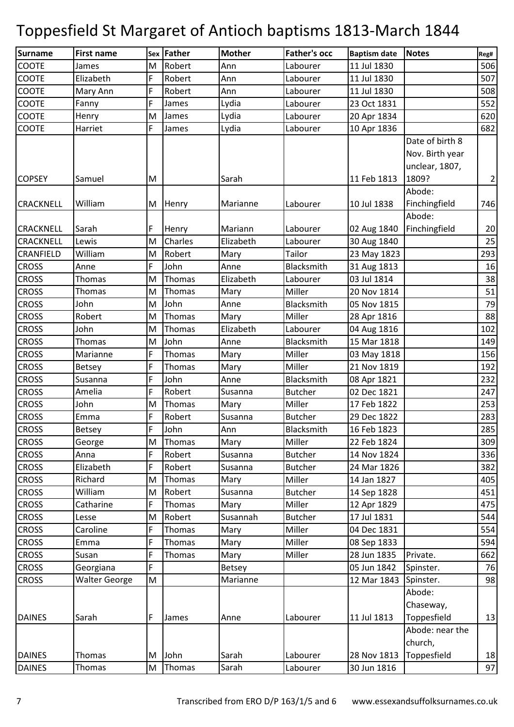# Toppesfield St Margaret of Antioch baptisms 1813-March 1844

| Surname | First name | Sex | Father | Mother | Father's occ | Baptism date | Notes | Reg# |
|---|---|---|---|---|---|---|---|---|
| COOTE | James | M | Robert | Ann | Labourer | 11 Jul 1830 | | 506 |
| COOTE | Elizabeth | F | Robert | Ann | Labourer | 11 Jul 1830 | | 507 |
| COOTE | Mary Ann | F | Robert | Ann | Labourer | 11 Jul 1830 | | 508 |
| COOTE | Fanny | F | James | Lydia | Labourer | 23 Oct 1831 | | 552 |
| COOTE | Henry | M | James | Lydia | Labourer | 20 Apr 1834 | | 620 |
| COOTE | Harriet | F | James | Lydia | Labourer | 10 Apr 1836 | | 682 |
| COPSEY | Samuel | M | | Sarah | | 11 Feb 1813 | Date of birth 8 Nov. Birth year unclear, 1807, 1809? | 2 |
| CRACKNELL | William | M | Henry | Marianne | Labourer | 10 Jul 1838 | Abode: Finchingfield | 746 |
| CRACKNELL | Sarah | F | Henry | Mariann | Labourer | 02 Aug 1840 | Abode: Finchingfield | 20 |
| CRACKNELL | Lewis | M | Charles | Elizabeth | Labourer | 30 Aug 1840 | | 25 |
| CRANFIELD | William | M | Robert | Mary | Tailor | 23 May 1823 | | 293 |
| CROSS | Anne | F | John | Anne | Blacksmith | 31 Aug 1813 | | 16 |
| CROSS | Thomas | M | Thomas | Elizabeth | Labourer | 03 Jul 1814 | | 38 |
| CROSS | Thomas | M | Thomas | Mary | Miller | 20 Nov 1814 | | 51 |
| CROSS | John | M | John | Anne | Blacksmith | 05 Nov 1815 | | 79 |
| CROSS | Robert | M | Thomas | Mary | Miller | 28 Apr 1816 | | 88 |
| CROSS | John | M | Thomas | Elizabeth | Labourer | 04 Aug 1816 | | 102 |
| CROSS | Thomas | M | John | Anne | Blacksmith | 15 Mar 1818 | | 149 |
| CROSS | Marianne | F | Thomas | Mary | Miller | 03 May 1818 | | 156 |
| CROSS | Betsey | F | Thomas | Mary | Miller | 21 Nov 1819 | | 192 |
| CROSS | Susanna | F | John | Anne | Blacksmith | 08 Apr 1821 | | 232 |
| CROSS | Amelia | F | Robert | Susanna | Butcher | 02 Dec 1821 | | 247 |
| CROSS | John | M | Thomas | Mary | Miller | 17 Feb 1822 | | 253 |
| CROSS | Emma | F | Robert | Susanna | Butcher | 29 Dec 1822 | | 283 |
| CROSS | Betsey | F | John | Ann | Blacksmith | 16 Feb 1823 | | 285 |
| CROSS | George | M | Thomas | Mary | Miller | 22 Feb 1824 | | 309 |
| CROSS | Anna | F | Robert | Susanna | Butcher | 14 Nov 1824 | | 336 |
| CROSS | Elizabeth | F | Robert | Susanna | Butcher | 24 Mar 1826 | | 382 |
| CROSS | Richard | M | Thomas | Mary | Miller | 14 Jan 1827 | | 405 |
| CROSS | William | M | Robert | Susanna | Butcher | 14 Sep 1828 | | 451 |
| CROSS | Catharine | F | Thomas | Mary | Miller | 12 Apr 1829 | | 475 |
| CROSS | Lesse | M | Robert | Susannah | Butcher | 17 Jul 1831 | | 544 |
| CROSS | Caroline | F | Thomas | Mary | Miller | 04 Dec 1831 | | 554 |
| CROSS | Emma | F | Thomas | Mary | Miller | 08 Sep 1833 | | 594 |
| CROSS | Susan | F | Thomas | Mary | Miller | 28 Jun 1835 | Private. | 662 |
| CROSS | Georgiana | F | | Betsey | | 05 Jun 1842 | Spinster. | 76 |
| CROSS | Walter George | M | | Marianne | | 12 Mar 1843 | Spinster. | 98 |
| DAINES | Sarah | F | James | Anne | Labourer | 11 Jul 1813 | Abode: Chaseway, Toppesfield | 13 |
| DAINES | Thomas | M | John | Sarah | Labourer | 28 Nov 1813 | Abode: near the church, Toppesfield | 18 |
| DAINES | Thomas | M | Thomas | Sarah | Labourer | 30 Jun 1816 | | 97 |

Transcribed from ERO D/P 163/1/5 and 6 www.essexandsuffolksurnames.co.uk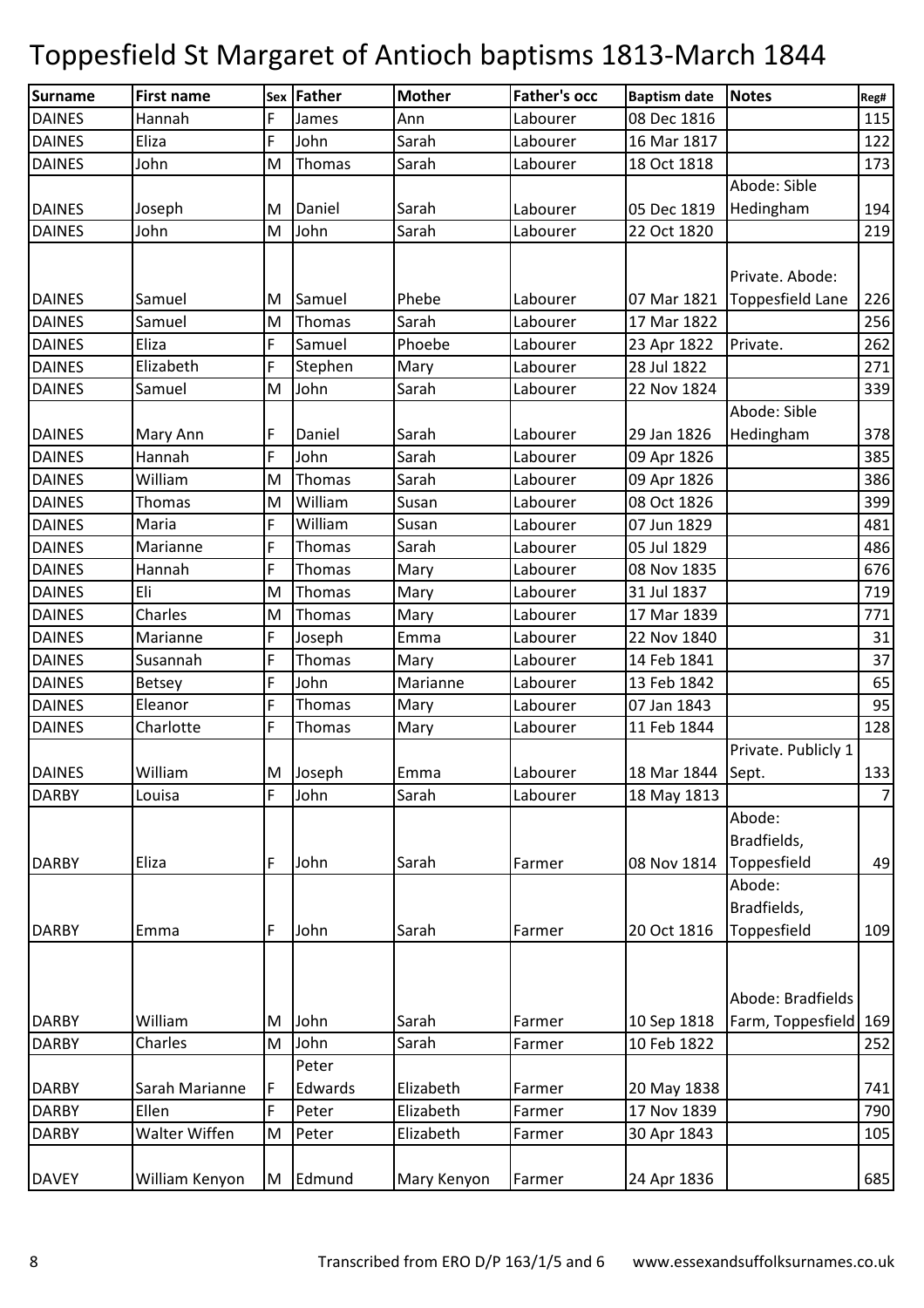# Toppesfield St Margaret of Antioch baptisms 1813-March 1844

| Surname | First name | Sex | Father | Mother | Father's occ | Baptism date | Notes | Reg# |
|---|---|---|---|---|---|---|---|---|
| DAINES | Hannah | F | James | Ann | Labourer | 08 Dec 1816 | | 115 |
| DAINES | Eliza | F | John | Sarah | Labourer | 16 Mar 1817 | | 122 |
| DAINES | John | M | Thomas | Sarah | Labourer | 18 Oct 1818 | | 173 |
| DAINES | Joseph | M | Daniel | Sarah | Labourer | 05 Dec 1819 | Abode: Sible Hedingham | 194 |
| DAINES | John | M | John | Sarah | Labourer | 22 Oct 1820 | | 219 |
| DAINES | Samuel | M | Samuel | Phebe | Labourer | 07 Mar 1821 | Private. Abode: Toppesfield Lane | 226 |
| DAINES | Samuel | M | Thomas | Sarah | Labourer | 17 Mar 1822 | | 256 |
| DAINES | Eliza | F | Samuel | Phoebe | Labourer | 23 Apr 1822 | Private. | 262 |
| DAINES | Elizabeth | F | Stephen | Mary | Labourer | 28 Jul 1822 | | 271 |
| DAINES | Samuel | M | John | Sarah | Labourer | 22 Nov 1824 | | 339 |
| DAINES | Mary Ann | F | Daniel | Sarah | Labourer | 29 Jan 1826 | Abode: Sible Hedingham | 378 |
| DAINES | Hannah | F | John | Sarah | Labourer | 09 Apr 1826 | | 385 |
| DAINES | William | M | Thomas | Sarah | Labourer | 09 Apr 1826 | | 386 |
| DAINES | Thomas | M | William | Susan | Labourer | 08 Oct 1826 | | 399 |
| DAINES | Maria | F | William | Susan | Labourer | 07 Jun 1829 | | 481 |
| DAINES | Marianne | F | Thomas | Sarah | Labourer | 05 Jul 1829 | | 486 |
| DAINES | Hannah | F | Thomas | Mary | Labourer | 08 Nov 1835 | | 676 |
| DAINES | Eli | M | Thomas | Mary | Labourer | 31 Jul 1837 | | 719 |
| DAINES | Charles | M | Thomas | Mary | Labourer | 17 Mar 1839 | | 771 |
| DAINES | Marianne | F | Joseph | Emma | Labourer | 22 Nov 1840 | | 31 |
| DAINES | Susannah | F | Thomas | Mary | Labourer | 14 Feb 1841 | | 37 |
| DAINES | Betsey | F | John | Marianne | Labourer | 13 Feb 1842 | | 65 |
| DAINES | Eleanor | F | Thomas | Mary | Labourer | 07 Jan 1843 | | 95 |
| DAINES | Charlotte | F | Thomas | Mary | Labourer | 11 Feb 1844 | | 128 |
| DAINES | William | M | Joseph | Emma | Labourer | 18 Mar 1844 | Private. Publicly 1 Sept. | 133 |
| DARBY | Louisa | F | John | Sarah | Labourer | 18 May 1813 | | 7 |
| DARBY | Eliza | F | John | Sarah | Farmer | 08 Nov 1814 | Abode: Bradfields, Toppesfield | 49 |
| DARBY | Emma | F | John | Sarah | Farmer | 20 Oct 1816 | Abode: Bradfields, Toppesfield | 109 |
| DARBY | William | M | John | Sarah | Farmer | 10 Sep 1818 | Abode: Bradfields Farm, Toppesfield | 169 |
| DARBY | Charles | M | John | Sarah | Farmer | 10 Feb 1822 | | 252 |
| DARBY | Sarah Marianne | F | Peter Edwards | Elizabeth | Farmer | 20 May 1838 | | 741 |
| DARBY | Ellen | F | Peter | Elizabeth | Farmer | 17 Nov 1839 | | 790 |
| DARBY | Walter Wiffen | M | Peter | Elizabeth | Farmer | 30 Apr 1843 | | 105 |
| DAVEY | William Kenyon | M | Edmund | Mary Kenyon | Farmer | 24 Apr 1836 | | 685 |

Transcribed from ERO D/P 163/1/5 and 6 www.essexandsuffolksurnames.co.uk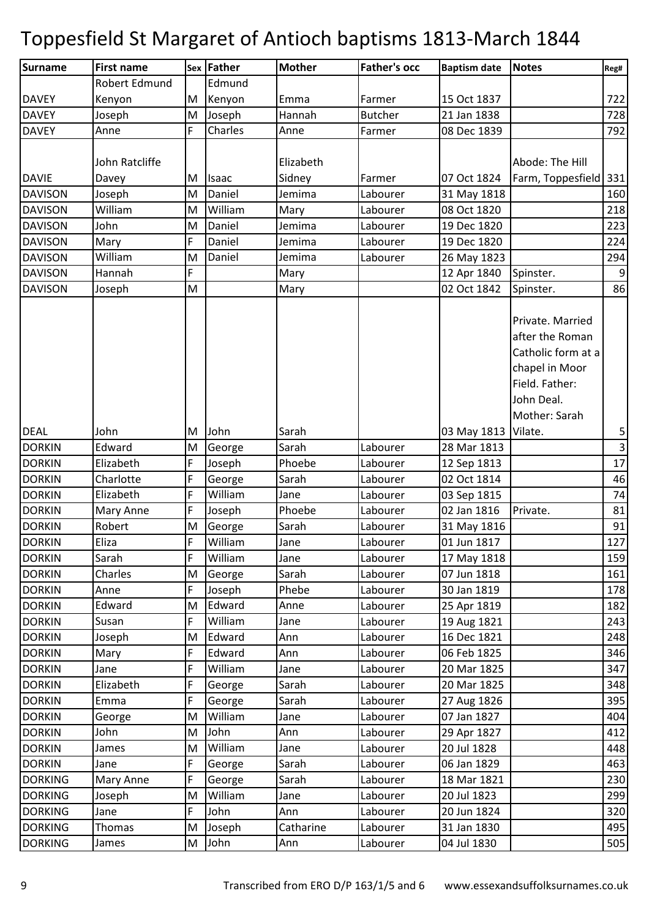# Toppesfield St Margaret of Antioch baptisms 1813-March 1844

| Surname | First name | Sex | Father | Mother | Father's occ | Baptism date | Notes | Reg# |
|---|---|---|---|---|---|---|---|---|
| DAVEY | Robert Edmund Kenyon | M | Edmund Kenyon | Emma | Farmer | 15 Oct 1837 | | 722 |
| DAVEY | Joseph | M | Joseph | Hannah | Butcher | 21 Jan 1838 | | 728 |
| DAVEY | Anne | F | Charles | Anne | Farmer | 08 Dec 1839 | | 792 |
| DAVIE | John Ratcliffe Davey | M | Isaac | Elizabeth Sidney | Farmer | 07 Oct 1824 | Abode: The Hill Farm, Toppesfield | 331 |
| DAVISON | Joseph | M | Daniel | Jemima | Labourer | 31 May 1818 | | 160 |
| DAVISON | William | M | William | Mary | Labourer | 08 Oct 1820 | | 218 |
| DAVISON | John | M | Daniel | Jemima | Labourer | 19 Dec 1820 | | 223 |
| DAVISON | Mary | F | Daniel | Jemima | Labourer | 19 Dec 1820 | | 224 |
| DAVISON | William | M | Daniel | Jemima | Labourer | 26 May 1823 | | 294 |
| DAVISON | Hannah | F | | Mary | | 12 Apr 1840 | Spinster. | 9 |
| DAVISON | Joseph | M | | Mary | | 02 Oct 1842 | Spinster. | 86 |
| DEAL | John | M | John | Sarah | | 03 May 1813 | Private. Married after the Roman Catholic form at a chapel in Moor Field. Father: John Deal. Mother: Sarah Vilate. | 5 |
| DORKIN | Edward | M | George | Sarah | Labourer | 28 Mar 1813 | | 3 |
| DORKIN | Elizabeth | F | Joseph | Phoebe | Labourer | 12 Sep 1813 | | 17 |
| DORKIN | Charlotte | F | George | Sarah | Labourer | 02 Oct 1814 | | 46 |
| DORKIN | Elizabeth | F | William | Jane | Labourer | 03 Sep 1815 | | 74 |
| DORKIN | Mary Anne | F | Joseph | Phoebe | Labourer | 02 Jan 1816 | Private. | 81 |
| DORKIN | Robert | M | George | Sarah | Labourer | 31 May 1816 | | 91 |
| DORKIN | Eliza | F | William | Jane | Labourer | 01 Jun 1817 | | 127 |
| DORKIN | Sarah | F | William | Jane | Labourer | 17 May 1818 | | 159 |
| DORKIN | Charles | M | George | Sarah | Labourer | 07 Jun 1818 | | 161 |
| DORKIN | Anne | F | Joseph | Phebe | Labourer | 30 Jan 1819 | | 178 |
| DORKIN | Edward | M | Edward | Anne | Labourer | 25 Apr 1819 | | 182 |
| DORKIN | Susan | F | William | Jane | Labourer | 19 Aug 1821 | | 243 |
| DORKIN | Joseph | M | Edward | Ann | Labourer | 16 Dec 1821 | | 248 |
| DORKIN | Mary | F | Edward | Ann | Labourer | 06 Feb 1825 | | 346 |
| DORKIN | Jane | F | William | Jane | Labourer | 20 Mar 1825 | | 347 |
| DORKIN | Elizabeth | F | George | Sarah | Labourer | 20 Mar 1825 | | 348 |
| DORKIN | Emma | F | George | Sarah | Labourer | 27 Aug 1826 | | 395 |
| DORKIN | George | M | William | Jane | Labourer | 07 Jan 1827 | | 404 |
| DORKIN | John | M | John | Ann | Labourer | 29 Apr 1827 | | 412 |
| DORKIN | James | M | William | Jane | Labourer | 20 Jul 1828 | | 448 |
| DORKIN | Jane | F | George | Sarah | Labourer | 06 Jan 1829 | | 463 |
| DORKING | Mary Anne | F | George | Sarah | Labourer | 18 Mar 1821 | | 230 |
| DORKING | Joseph | M | William | Jane | Labourer | 20 Jul 1823 | | 299 |
| DORKING | Jane | F | John | Ann | Labourer | 20 Jun 1824 | | 320 |
| DORKING | Thomas | M | Joseph | Catharine | Labourer | 31 Jan 1830 | | 495 |
| DORKING | James | M | John | Ann | Labourer | 04 Jul 1830 | | 505 |

Transcribed from ERO D/P 163/1/5 and 6 www.essexandsuffolksurnames.co.uk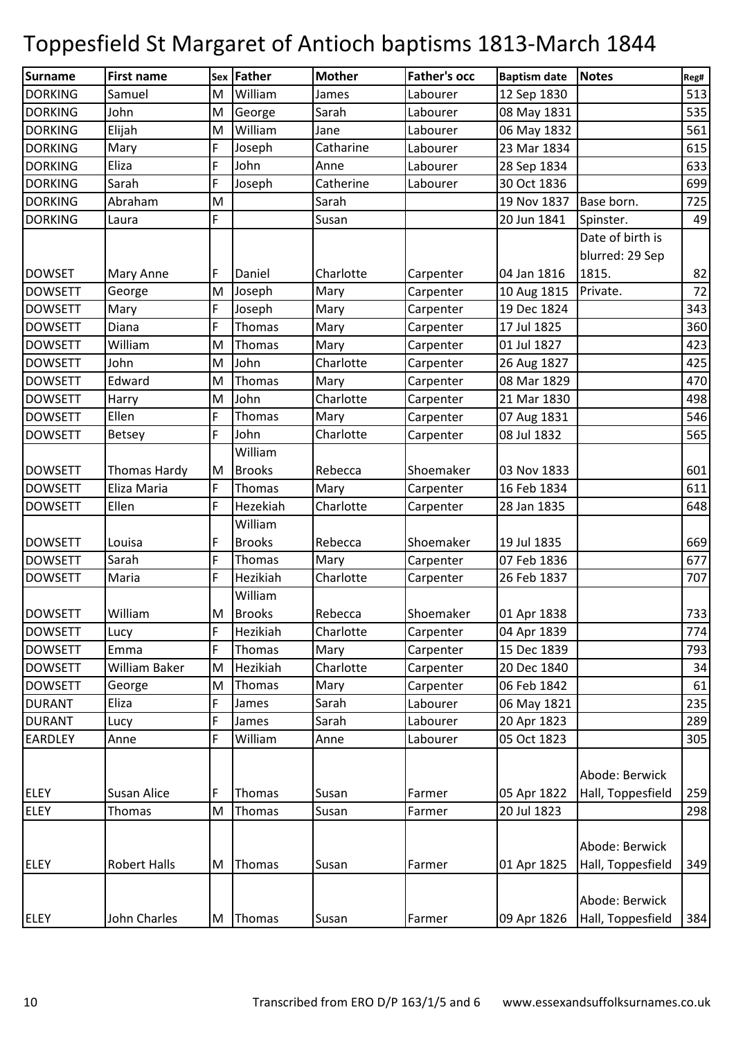# Toppesfield St Margaret of Antioch baptisms 1813-March 1844

| Surname | First name | Sex | Father | Mother | Father's occ | Baptism date | Notes | Reg# |
|---|---|---|---|---|---|---|---|---|
| DORKING | Samuel | M | William | James | Labourer | 12 Sep 1830 | | 513 |
| DORKING | John | M | George | Sarah | Labourer | 08 May 1831 | | 535 |
| DORKING | Elijah | M | William | Jane | Labourer | 06 May 1832 | | 561 |
| DORKING | Mary | F | Joseph | Catharine | Labourer | 23 Mar 1834 | | 615 |
| DORKING | Eliza | F | John | Anne | Labourer | 28 Sep 1834 | | 633 |
| DORKING | Sarah | F | Joseph | Catherine | Labourer | 30 Oct 1836 | | 699 |
| DORKING | Abraham | M | | Sarah | | 19 Nov 1837 | Base born. | 725 |
| DORKING | Laura | F | | Susan | | 20 Jun 1841 | Spinster. | 49 |
| DOWSET | Mary Anne | F | Daniel | Charlotte | Carpenter | 04 Jan 1816 | Date of birth is blurred: 29 Sep 1815. | 82 |
| DOWSETT | George | M | Joseph | Mary | Carpenter | 10 Aug 1815 | Private. | 72 |
| DOWSETT | Mary | F | Joseph | Mary | Carpenter | 19 Dec 1824 | | 343 |
| DOWSETT | Diana | F | Thomas | Mary | Carpenter | 17 Jul 1825 | | 360 |
| DOWSETT | William | M | Thomas | Mary | Carpenter | 01 Jul 1827 | | 423 |
| DOWSETT | John | M | John | Charlotte | Carpenter | 26 Aug 1827 | | 425 |
| DOWSETT | Edward | M | Thomas | Mary | Carpenter | 08 Mar 1829 | | 470 |
| DOWSETT | Harry | M | John | Charlotte | Carpenter | 21 Mar 1830 | | 498 |
| DOWSETT | Ellen | F | Thomas | Mary | Carpenter | 07 Aug 1831 | | 546 |
| DOWSETT | Betsey | F | John | Charlotte | Carpenter | 08 Jul 1832 | | 565 |
| DOWSETT | Thomas Hardy | M | William Brooks | Rebecca | Shoemaker | 03 Nov 1833 | | 601 |
| DOWSETT | Eliza Maria | F | Thomas | Mary | Carpenter | 16 Feb 1834 | | 611 |
| DOWSETT | Ellen | F | Hezekiah | Charlotte | Carpenter | 28 Jan 1835 | | 648 |
| DOWSETT | Louisa | F | William Brooks | Rebecca | Shoemaker | 19 Jul 1835 | | 669 |
| DOWSETT | Sarah | F | Thomas | Mary | Carpenter | 07 Feb 1836 | | 677 |
| DOWSETT | Maria | F | Hezikiah | Charlotte | Carpenter | 26 Feb 1837 | | 707 |
| DOWSETT | William | M | William Brooks | Rebecca | Shoemaker | 01 Apr 1838 | | 733 |
| DOWSETT | Lucy | F | Hezikiah | Charlotte | Carpenter | 04 Apr 1839 | | 774 |
| DOWSETT | Emma | F | Thomas | Mary | Carpenter | 15 Dec 1839 | | 793 |
| DOWSETT | William Baker | M | Hezikiah | Charlotte | Carpenter | 20 Dec 1840 | | 34 |
| DOWSETT | George | M | Thomas | Mary | Carpenter | 06 Feb 1842 | | 61 |
| DURANT | Eliza | F | James | Sarah | Labourer | 06 May 1821 | | 235 |
| DURANT | Lucy | F | James | Sarah | Labourer | 20 Apr 1823 | | 289 |
| EARDLEY | Anne | F | William | Anne | Labourer | 05 Oct 1823 | | 305 |
| ELEY | Susan Alice | F | Thomas | Susan | Farmer | 05 Apr 1822 | Abode: Berwick Hall, Toppesfield | 259 |
| ELEY | Thomas | M | Thomas | Susan | Farmer | 20 Jul 1823 | | 298 |
| ELEY | Robert Halls | M | Thomas | Susan | Farmer | 01 Apr 1825 | Abode: Berwick Hall, Toppesfield | 349 |
| ELEY | John Charles | M | Thomas | Susan | Farmer | 09 Apr 1826 | Abode: Berwick Hall, Toppesfield | 384 |

Transcribed from ERO D/P 163/1/5 and 6 www.essexandsuffolksurnames.co.uk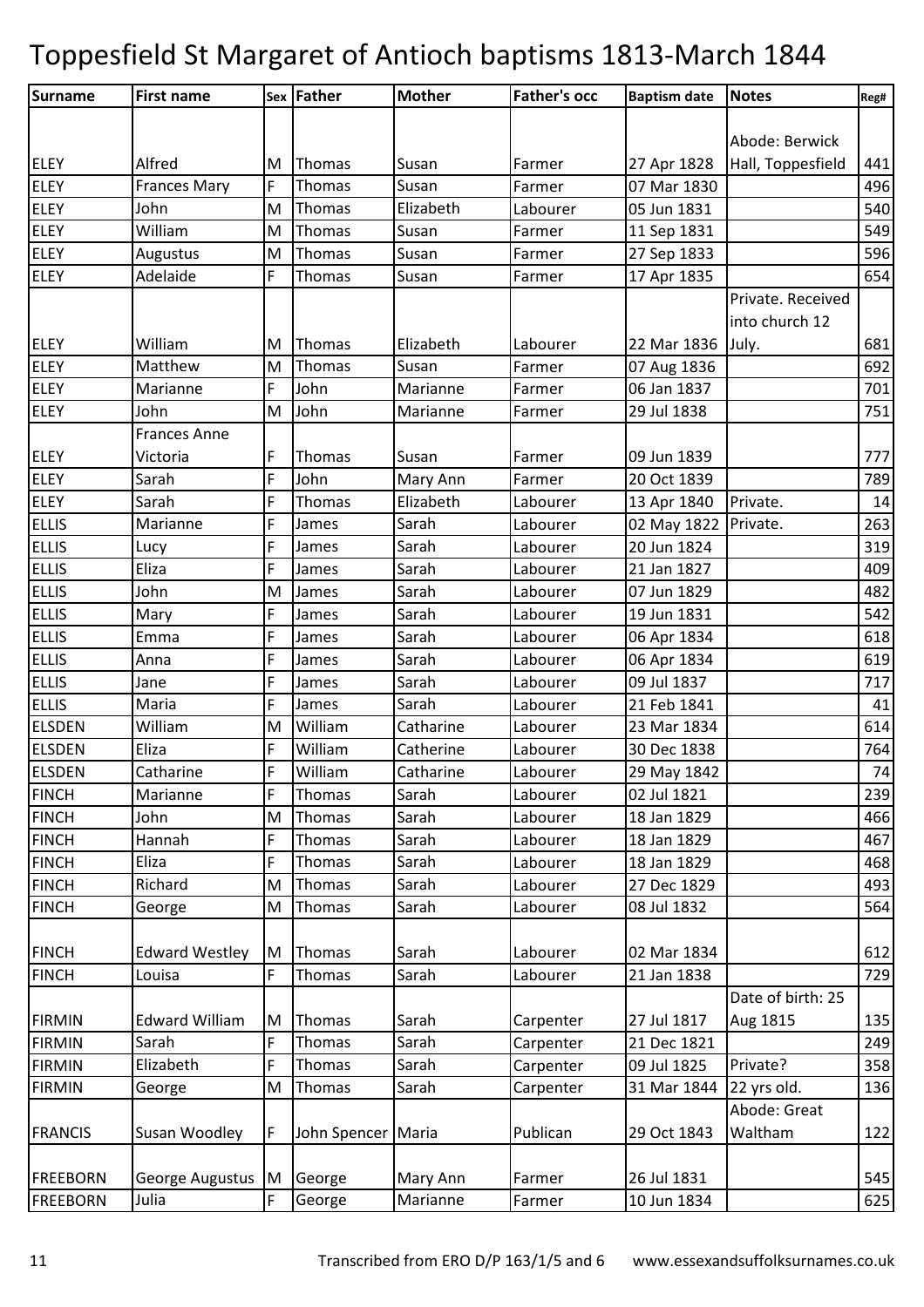# Toppesfield St Margaret of Antioch baptisms 1813-March 1844

| Surname | First name | Sex | Father | Mother | Father's occ | Baptism date | Notes | Reg# |
|---|---|---|---|---|---|---|---|---|
| ELEY | Alfred | M | Thomas | Susan | Farmer | 27 Apr 1828 | Abode: Berwick Hall, Toppesfield | 441 |
| ELEY | Frances Mary | F | Thomas | Susan | Farmer | 07 Mar 1830 | | 496 |
| ELEY | John | M | Thomas | Elizabeth | Labourer | 05 Jun 1831 | | 540 |
| ELEY | William | M | Thomas | Susan | Farmer | 11 Sep 1831 | | 549 |
| ELEY | Augustus | M | Thomas | Susan | Farmer | 27 Sep 1833 | | 596 |
| ELEY | Adelaide | F | Thomas | Susan | Farmer | 17 Apr 1835 | | 654 |
| ELEY | William | M | Thomas | Elizabeth | Labourer | 22 Mar 1836 | Private. Received into church 12 July. | 681 |
| ELEY | Matthew | M | Thomas | Susan | Farmer | 07 Aug 1836 | | 692 |
| ELEY | Marianne | F | John | Marianne | Farmer | 06 Jan 1837 | | 701 |
| ELEY | John | M | John | Marianne | Farmer | 29 Jul 1838 | | 751 |
| ELEY | Frances Anne Victoria | F | Thomas | Susan | Farmer | 09 Jun 1839 | | 777 |
| ELEY | Sarah | F | John | Mary Ann | Farmer | 20 Oct 1839 | | 789 |
| ELEY | Sarah | F | Thomas | Elizabeth | Labourer | 13 Apr 1840 | Private. | 14 |
| ELLIS | Marianne | F | James | Sarah | Labourer | 02 May 1822 | Private. | 263 |
| ELLIS | Lucy | F | James | Sarah | Labourer | 20 Jun 1824 | | 319 |
| ELLIS | Eliza | F | James | Sarah | Labourer | 21 Jan 1827 | | 409 |
| ELLIS | John | M | James | Sarah | Labourer | 07 Jun 1829 | | 482 |
| ELLIS | Mary | F | James | Sarah | Labourer | 19 Jun 1831 | | 542 |
| ELLIS | Emma | F | James | Sarah | Labourer | 06 Apr 1834 | | 618 |
| ELLIS | Anna | F | James | Sarah | Labourer | 06 Apr 1834 | | 619 |
| ELLIS | Jane | F | James | Sarah | Labourer | 09 Jul 1837 | | 717 |
| ELLIS | Maria | F | James | Sarah | Labourer | 21 Feb 1841 | | 41 |
| ELSDEN | William | M | William | Catharine | Labourer | 23 Mar 1834 | | 614 |
| ELSDEN | Eliza | F | William | Catherine | Labourer | 30 Dec 1838 | | 764 |
| ELSDEN | Catharine | F | William | Catharine | Labourer | 29 May 1842 | | 74 |
| FINCH | Marianne | F | Thomas | Sarah | Labourer | 02 Jul 1821 | | 239 |
| FINCH | John | M | Thomas | Sarah | Labourer | 18 Jan 1829 | | 466 |
| FINCH | Hannah | F | Thomas | Sarah | Labourer | 18 Jan 1829 | | 467 |
| FINCH | Eliza | F | Thomas | Sarah | Labourer | 18 Jan 1829 | | 468 |
| FINCH | Richard | M | Thomas | Sarah | Labourer | 27 Dec 1829 | | 493 |
| FINCH | George | M | Thomas | Sarah | Labourer | 08 Jul 1832 | | 564 |
| FINCH | Edward Westley | M | Thomas | Sarah | Labourer | 02 Mar 1834 | | 612 |
| FINCH | Louisa | F | Thomas | Sarah | Labourer | 21 Jan 1838 | | 729 |
| FIRMIN | Edward William | M | Thomas | Sarah | Carpenter | 27 Jul 1817 | Date of birth: 25 Aug 1815 | 135 |
| FIRMIN | Sarah | F | Thomas | Sarah | Carpenter | 21 Dec 1821 | | 249 |
| FIRMIN | Elizabeth | F | Thomas | Sarah | Carpenter | 09 Jul 1825 | Private? | 358 |
| FIRMIN | George | M | Thomas | Sarah | Carpenter | 31 Mar 1844 | 22 yrs old. | 136 |
| FRANCIS | Susan Woodley | F | John Spencer | Maria | Publican | 29 Oct 1843 | Abode: Great Waltham | 122 |
| FREEBORN | George Augustus | M | George | Mary Ann | Farmer | 26 Jul 1831 | | 545 |
| FREEBORN | Julia | F | George | Marianne | Farmer | 10 Jun 1834 | | 625 |

Transcribed from ERO D/P 163/1/5 and 6 www.essexandsuffolksurnames.co.uk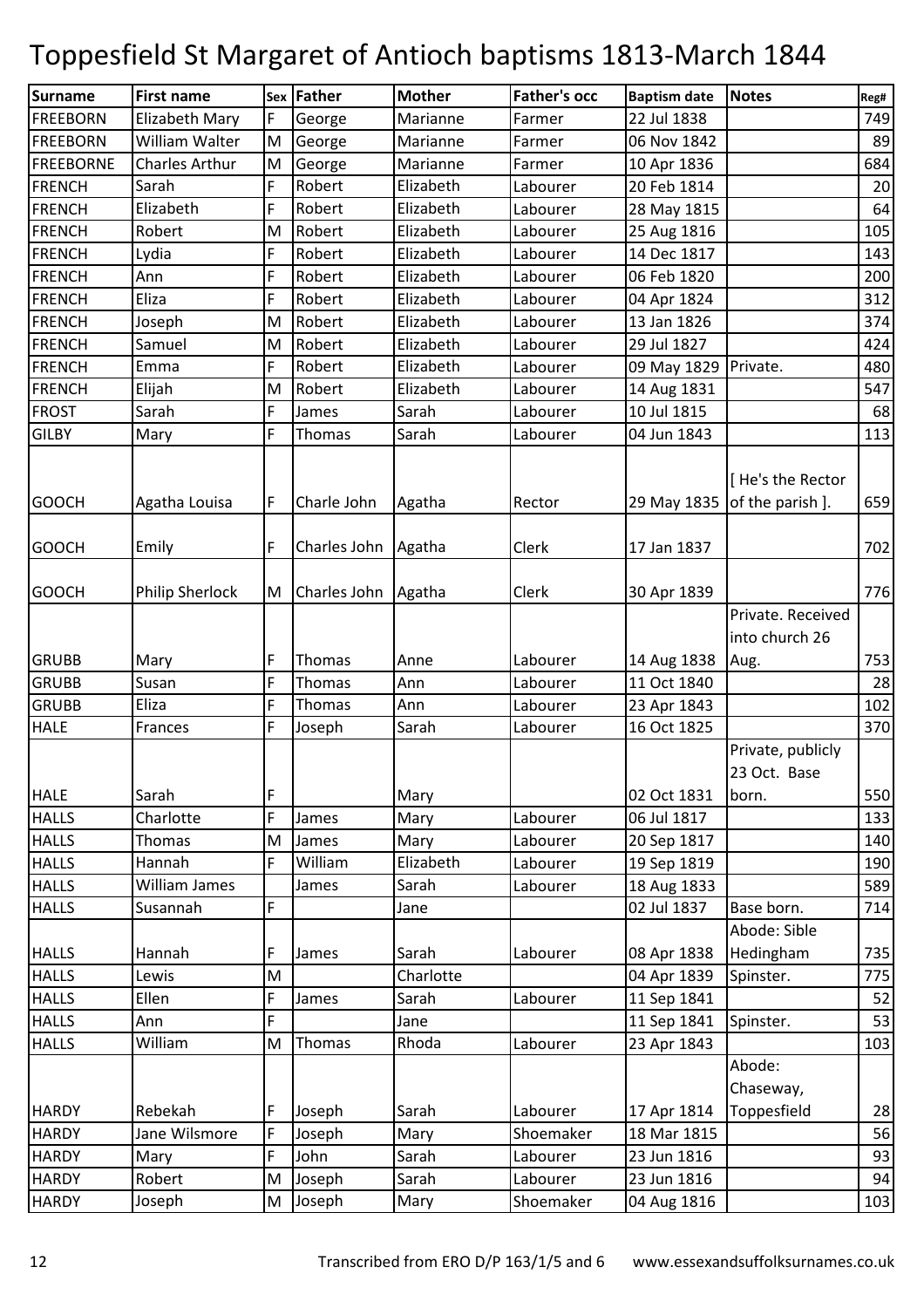# Toppesfield St Margaret of Antioch baptisms 1813-March 1844

| Surname | First name | Sex | Father | Mother | Father's occ | Baptism date | Notes | Reg# |
|---|---|---|---|---|---|---|---|---|
| FREEBORN | Elizabeth Mary | F | George | Marianne | Farmer | 22 Jul 1838 | | 749 |
| FREEBORN | William Walter | M | George | Marianne | Farmer | 06 Nov 1842 | | 89 |
| FREEBORNE | Charles Arthur | M | George | Marianne | Farmer | 10 Apr 1836 | | 684 |
| FRENCH | Sarah | F | Robert | Elizabeth | Labourer | 20 Feb 1814 | | 20 |
| FRENCH | Elizabeth | F | Robert | Elizabeth | Labourer | 28 May 1815 | | 64 |
| FRENCH | Robert | M | Robert | Elizabeth | Labourer | 25 Aug 1816 | | 105 |
| FRENCH | Lydia | F | Robert | Elizabeth | Labourer | 14 Dec 1817 | | 143 |
| FRENCH | Ann | F | Robert | Elizabeth | Labourer | 06 Feb 1820 | | 200 |
| FRENCH | Eliza | F | Robert | Elizabeth | Labourer | 04 Apr 1824 | | 312 |
| FRENCH | Joseph | M | Robert | Elizabeth | Labourer | 13 Jan 1826 | | 374 |
| FRENCH | Samuel | M | Robert | Elizabeth | Labourer | 29 Jul 1827 | | 424 |
| FRENCH | Emma | F | Robert | Elizabeth | Labourer | 09 May 1829 | Private. | 480 |
| FRENCH | Elijah | M | Robert | Elizabeth | Labourer | 14 Aug 1831 | | 547 |
| FROST | Sarah | F | James | Sarah | Labourer | 10 Jul 1815 | | 68 |
| GILBY | Mary | F | Thomas | Sarah | Labourer | 04 Jun 1843 | | 113 |
| GOOCH | Agatha Louisa | F | Charle John | Agatha | Rector | 29 May 1835 | [ He's the Rector of the parish ]. | 659 |
| GOOCH | Emily | F | Charles John | Agatha | Clerk | 17 Jan 1837 | | 702 |
| GOOCH | Philip Sherlock | M | Charles John | Agatha | Clerk | 30 Apr 1839 | | 776 |
| GRUBB | Mary | F | Thomas | Anne | Labourer | 14 Aug 1838 | Private. Received into church 26 Aug. | 753 |
| GRUBB | Susan | F | Thomas | Ann | Labourer | 11 Oct 1840 | | 28 |
| GRUBB | Eliza | F | Thomas | Ann | Labourer | 23 Apr 1843 | | 102 |
| HALE | Frances | F | Joseph | Sarah | Labourer | 16 Oct 1825 | | 370 |
| HALE | Sarah | F | | Mary | | 02 Oct 1831 | Private, publicly 23 Oct. Base born. | 550 |
| HALLS | Charlotte | F | James | Mary | Labourer | 06 Jul 1817 | | 133 |
| HALLS | Thomas | M | James | Mary | Labourer | 20 Sep 1817 | | 140 |
| HALLS | Hannah | F | William | Elizabeth | Labourer | 19 Sep 1819 | | 190 |
| HALLS | William James | | James | Sarah | Labourer | 18 Aug 1833 | | 589 |
| HALLS | Susannah | F | | Jane | | 02 Jul 1837 | Base born. | 714 |
| HALLS | Hannah | F | James | Sarah | Labourer | 08 Apr 1838 | Abode: Sible Hedingham | 735 |
| HALLS | Lewis | M | | Charlotte | | 04 Apr 1839 | Spinster. | 775 |
| HALLS | Ellen | F | James | Sarah | Labourer | 11 Sep 1841 | | 52 |
| HALLS | Ann | F | | Jane | | 11 Sep 1841 | Spinster. | 53 |
| HALLS | William | M | Thomas | Rhoda | Labourer | 23 Apr 1843 | | 103 |
| HARDY | Rebekah | F | Joseph | Sarah | Labourer | 17 Apr 1814 | Abode: Chaseway, Toppesfield | 28 |
| HARDY | Jane Wilsmore | F | Joseph | Mary | Shoemaker | 18 Mar 1815 | | 56 |
| HARDY | Mary | F | John | Sarah | Labourer | 23 Jun 1816 | | 93 |
| HARDY | Robert | M | Joseph | Sarah | Labourer | 23 Jun 1816 | | 94 |
| HARDY | Joseph | M | Joseph | Mary | Shoemaker | 04 Aug 1816 | | 103 |

Transcribed from ERO D/P 163/1/5 and 6 www.essexandsuffolksurnames.co.uk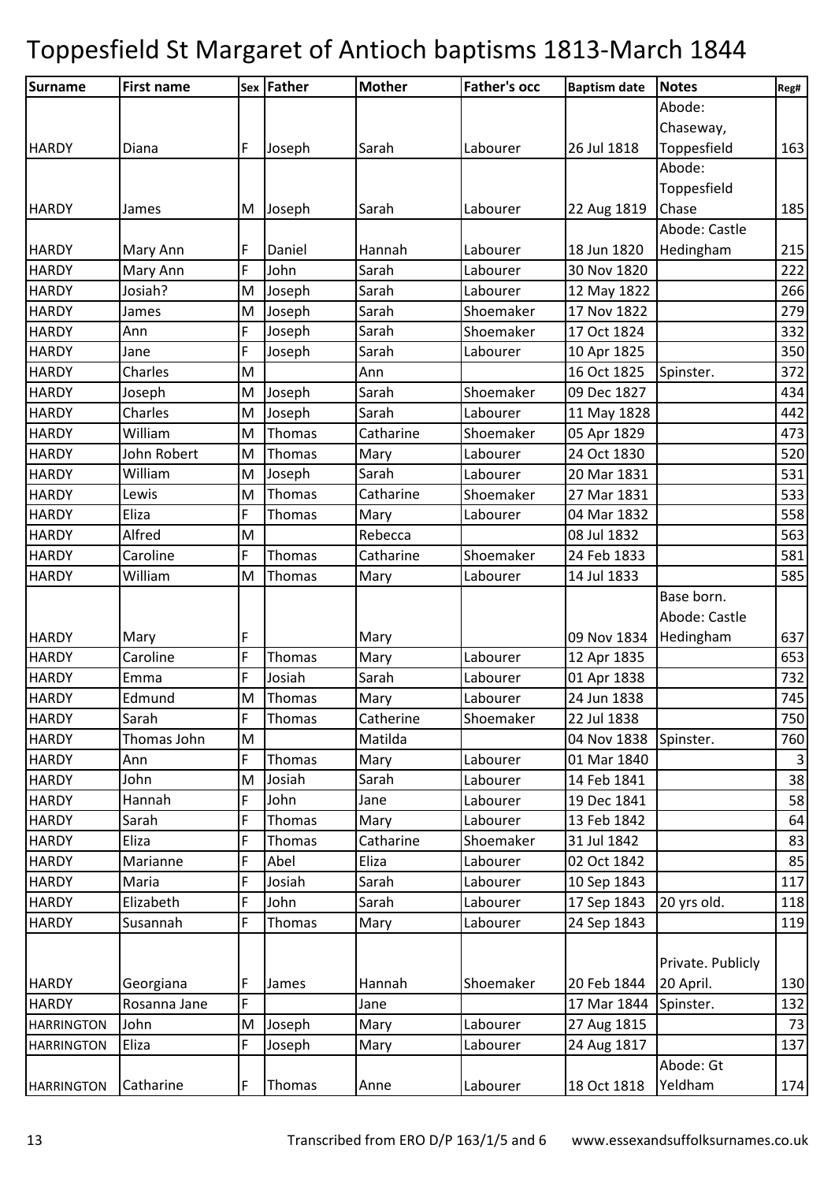# Toppesfield St Margaret of Antioch baptisms 1813-March 1844

| Surname | First name | Sex | Father | Mother | Father's occ | Baptism date | Notes | Reg# |
|---|---|---|---|---|---|---|---|---|
| HARDY | Diana | F | Joseph | Sarah | Labourer | 26 Jul 1818 | Abode: Chaseway, Toppesfield | 163 |
| HARDY | James | M | Joseph | Sarah | Labourer | 22 Aug 1819 | Abode: Toppesfield Chase | 185 |
| HARDY | Mary Ann | F | Daniel | Hannah | Labourer | 18 Jun 1820 | Abode: Castle Hedingham | 215 |
| HARDY | Mary Ann | F | John | Sarah | Labourer | 30 Nov 1820 | | 222 |
| HARDY | Josiah? | M | Joseph | Sarah | Labourer | 12 May 1822 | | 266 |
| HARDY | James | M | Joseph | Sarah | Shoemaker | 17 Nov 1822 | | 279 |
| HARDY | Ann | F | Joseph | Sarah | Shoemaker | 17 Oct 1824 | | 332 |
| HARDY | Jane | F | Joseph | Sarah | Labourer | 10 Apr 1825 | | 350 |
| HARDY | Charles | M | | Ann | | 16 Oct 1825 | Spinster. | 372 |
| HARDY | Joseph | M | Joseph | Sarah | Shoemaker | 09 Dec 1827 | | 434 |
| HARDY | Charles | M | Joseph | Sarah | Labourer | 11 May 1828 | | 442 |
| HARDY | William | M | Thomas | Catharine | Shoemaker | 05 Apr 1829 | | 473 |
| HARDY | John Robert | M | Thomas | Mary | Labourer | 24 Oct 1830 | | 520 |
| HARDY | William | M | Joseph | Sarah | Labourer | 20 Mar 1831 | | 531 |
| HARDY | Lewis | M | Thomas | Catharine | Shoemaker | 27 Mar 1831 | | 533 |
| HARDY | Eliza | F | Thomas | Mary | Labourer | 04 Mar 1832 | | 558 |
| HARDY | Alfred | M | | Rebecca | | 08 Jul 1832 | | 563 |
| HARDY | Caroline | F | Thomas | Catharine | Shoemaker | 24 Feb 1833 | | 581 |
| HARDY | William | M | Thomas | Mary | Labourer | 14 Jul 1833 | | 585 |
| HARDY | Mary | F | | Mary | | 09 Nov 1834 | Base born. Abode: Castle Hedingham | 637 |
| HARDY | Caroline | F | Thomas | Mary | Labourer | 12 Apr 1835 | | 653 |
| HARDY | Emma | F | Josiah | Sarah | Labourer | 01 Apr 1838 | | 732 |
| HARDY | Edmund | M | Thomas | Mary | Labourer | 24 Jun 1838 | | 745 |
| HARDY | Sarah | F | Thomas | Catherine | Shoemaker | 22 Jul 1838 | | 750 |
| HARDY | Thomas John | M | | Matilda | | 04 Nov 1838 | Spinster. | 760 |
| HARDY | Ann | F | Thomas | Mary | Labourer | 01 Mar 1840 | | 3 |
| HARDY | John | M | Josiah | Sarah | Labourer | 14 Feb 1841 | | 38 |
| HARDY | Hannah | F | John | Jane | Labourer | 19 Dec 1841 | | 58 |
| HARDY | Sarah | F | Thomas | Mary | Labourer | 13 Feb 1842 | | 64 |
| HARDY | Eliza | F | Thomas | Catharine | Shoemaker | 31 Jul 1842 | | 83 |
| HARDY | Marianne | F | Abel | Eliza | Labourer | 02 Oct 1842 | | 85 |
| HARDY | Maria | F | Josiah | Sarah | Labourer | 10 Sep 1843 | | 117 |
| HARDY | Elizabeth | F | John | Sarah | Labourer | 17 Sep 1843 | 20 yrs old. | 118 |
| HARDY | Susannah | F | Thomas | Mary | Labourer | 24 Sep 1843 | | 119 |
| HARDY | Georgiana | F | James | Hannah | Shoemaker | 20 Feb 1844 | Private. Publicly 20 April. | 130 |
| HARDY | Rosanna Jane | F | | Jane | | 17 Mar 1844 | Spinster. | 132 |
| HARRINGTON | John | M | Joseph | Mary | Labourer | 27 Aug 1815 | | 73 |
| HARRINGTON | Eliza | F | Joseph | Mary | Labourer | 24 Aug 1817 | | 137 |
| HARRINGTON | Catharine | F | Thomas | Anne | Labourer | 18 Oct 1818 | Abode: Gt Yeldham | 174 |

Transcribed from ERO D/P 163/1/5 and 6 www.essexandsuffolksurnames.co.uk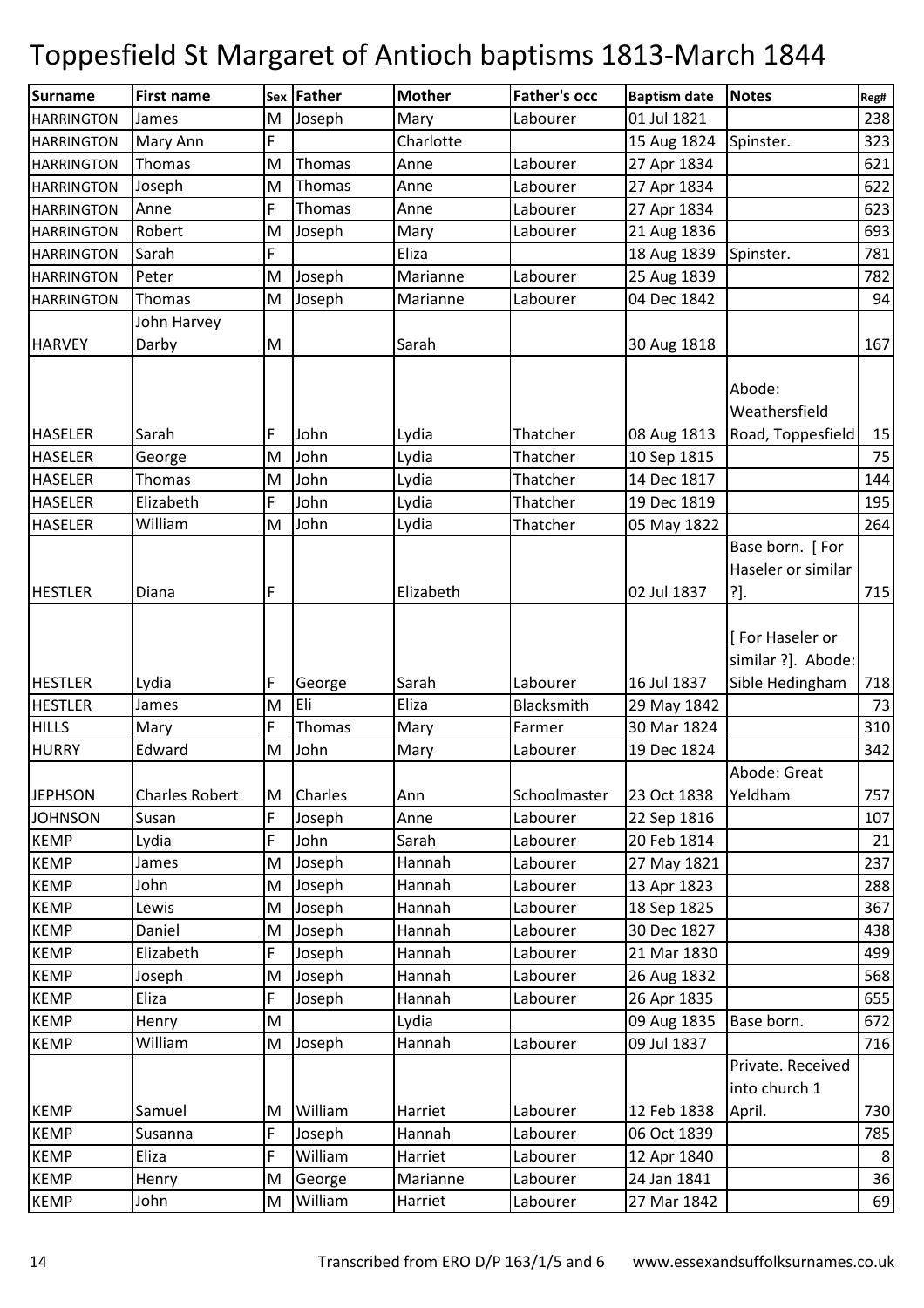# Toppesfield St Margaret of Antioch baptisms 1813-March 1844

| Surname | First name | Sex | Father | Mother | Father's occ | Baptism date | Notes | Reg# |
|---|---|---|---|---|---|---|---|---|
| HARRINGTON | James | M | Joseph | Mary | Labourer | 01 Jul 1821 | | 238 |
| HARRINGTON | Mary Ann | F | | Charlotte | | 15 Aug 1824 | Spinster. | 323 |
| HARRINGTON | Thomas | M | Thomas | Anne | Labourer | 27 Apr 1834 | | 621 |
| HARRINGTON | Joseph | M | Thomas | Anne | Labourer | 27 Apr 1834 | | 622 |
| HARRINGTON | Anne | F | Thomas | Anne | Labourer | 27 Apr 1834 | | 623 |
| HARRINGTON | Robert | M | Joseph | Mary | Labourer | 21 Aug 1836 | | 693 |
| HARRINGTON | Sarah | F | | Eliza | | 18 Aug 1839 | Spinster. | 781 |
| HARRINGTON | Peter | M | Joseph | Marianne | Labourer | 25 Aug 1839 | | 782 |
| HARRINGTON | Thomas | M | Joseph | Marianne | Labourer | 04 Dec 1842 | | 94 |
| HARVEY | John Harvey Darby | M | | Sarah | | 30 Aug 1818 | | 167 |
| HASELER | Sarah | F | John | Lydia | Thatcher | 08 Aug 1813 | Abode: Weathersfield Road, Toppesfield | 15 |
| HASELER | George | M | John | Lydia | Thatcher | 10 Sep 1815 | | 75 |
| HASELER | Thomas | M | John | Lydia | Thatcher | 14 Dec 1817 | | 144 |
| HASELER | Elizabeth | F | John | Lydia | Thatcher | 19 Dec 1819 | | 195 |
| HASELER | William | M | John | Lydia | Thatcher | 05 May 1822 | | 264 |
| HESTLER | Diana | F | | Elizabeth | | 02 Jul 1837 | Base born. [ For Haseler or similar ?]. | 715 |
| HESTLER | Lydia | F | George | Sarah | Labourer | 16 Jul 1837 | [ For Haseler or similar ?]. Abode: Sible Hedingham | 718 |
| HESTLER | James | M | Eli | Eliza | Blacksmith | 29 May 1842 | | 73 |
| HILLS | Mary | F | Thomas | Mary | Farmer | 30 Mar 1824 | | 310 |
| HURRY | Edward | M | John | Mary | Labourer | 19 Dec 1824 | | 342 |
| JEPHSON | Charles Robert | M | Charles | Ann | Schoolmaster | 23 Oct 1838 | Abode: Great Yeldham | 757 |
| JOHNSON | Susan | F | Joseph | Anne | Labourer | 22 Sep 1816 | | 107 |
| KEMP | Lydia | F | John | Sarah | Labourer | 20 Feb 1814 | | 21 |
| KEMP | James | M | Joseph | Hannah | Labourer | 27 May 1821 | | 237 |
| KEMP | John | M | Joseph | Hannah | Labourer | 13 Apr 1823 | | 288 |
| KEMP | Lewis | M | Joseph | Hannah | Labourer | 18 Sep 1825 | | 367 |
| KEMP | Daniel | M | Joseph | Hannah | Labourer | 30 Dec 1827 | | 438 |
| KEMP | Elizabeth | F | Joseph | Hannah | Labourer | 21 Mar 1830 | | 499 |
| KEMP | Joseph | M | Joseph | Hannah | Labourer | 26 Aug 1832 | | 568 |
| KEMP | Eliza | F | Joseph | Hannah | Labourer | 26 Apr 1835 | | 655 |
| KEMP | Henry | M | | Lydia | | 09 Aug 1835 | Base born. | 672 |
| KEMP | William | M | Joseph | Hannah | Labourer | 09 Jul 1837 | | 716 |
| KEMP | Samuel | M | William | Harriet | Labourer | 12 Feb 1838 | Private. Received into church 1 April. | 730 |
| KEMP | Susanna | F | Joseph | Hannah | Labourer | 06 Oct 1839 | | 785 |
| KEMP | Eliza | F | William | Harriet | Labourer | 12 Apr 1840 | | 8 |
| KEMP | Henry | M | George | Marianne | Labourer | 24 Jan 1841 | | 36 |
| KEMP | John | M | William | Harriet | Labourer | 27 Mar 1842 | | 69 |

Transcribed from ERO D/P 163/1/5 and 6 www.essexandsuffolksurnames.co.uk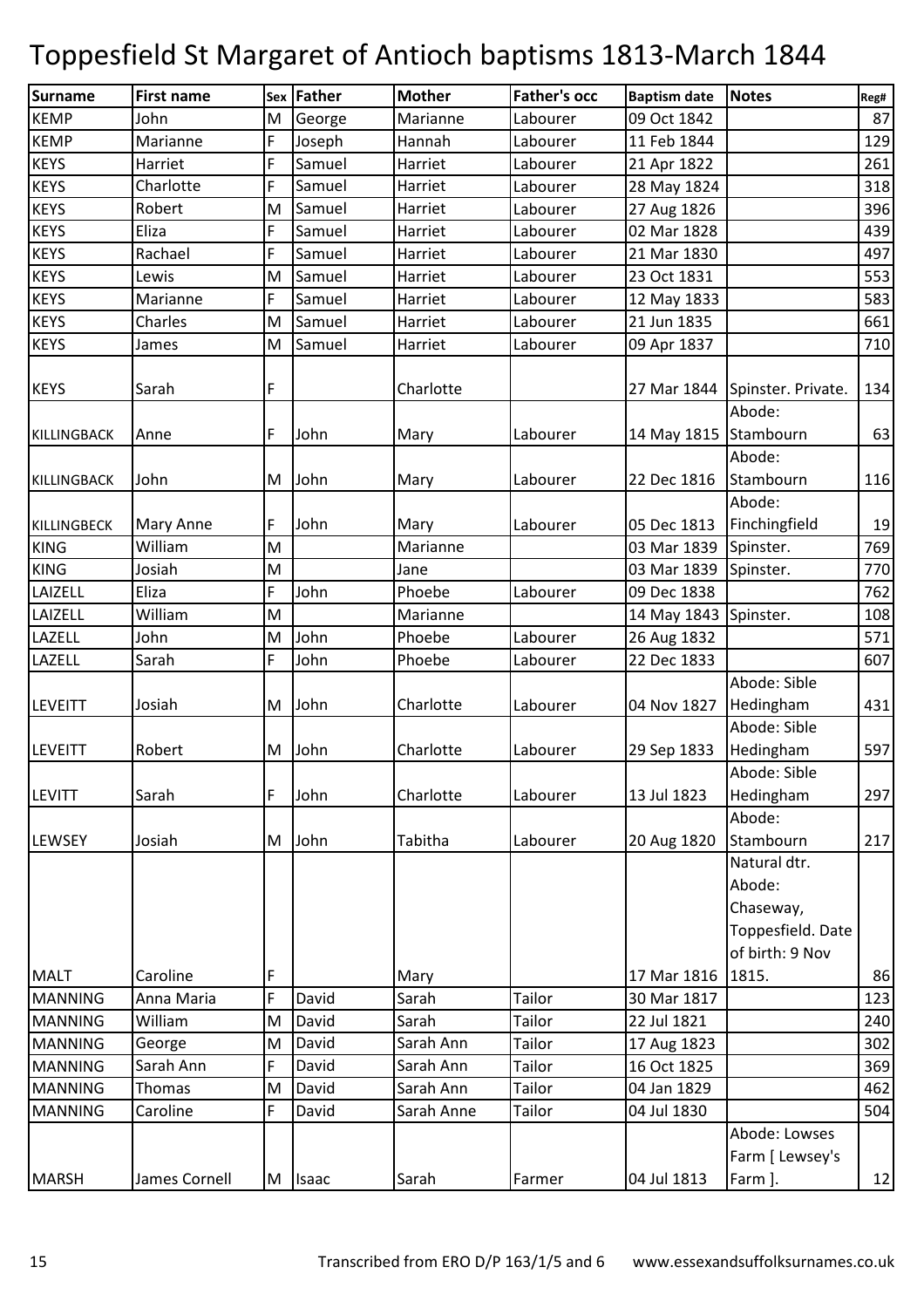# Toppesfield St Margaret of Antioch baptisms 1813-March 1844

| Surname | First name | Sex | Father | Mother | Father's occ | Baptism date | Notes | Reg# |
|---|---|---|---|---|---|---|---|---|
| KEMP | John | M | George | Marianne | Labourer | 09 Oct 1842 | | 87 |
| KEMP | Marianne | F | Joseph | Hannah | Labourer | 11 Feb 1844 | | 129 |
| KEYS | Harriet | F | Samuel | Harriet | Labourer | 21 Apr 1822 | | 261 |
| KEYS | Charlotte | F | Samuel | Harriet | Labourer | 28 May 1824 | | 318 |
| KEYS | Robert | M | Samuel | Harriet | Labourer | 27 Aug 1826 | | 396 |
| KEYS | Eliza | F | Samuel | Harriet | Labourer | 02 Mar 1828 | | 439 |
| KEYS | Rachael | F | Samuel | Harriet | Labourer | 21 Mar 1830 | | 497 |
| KEYS | Lewis | M | Samuel | Harriet | Labourer | 23 Oct 1831 | | 553 |
| KEYS | Marianne | F | Samuel | Harriet | Labourer | 12 May 1833 | | 583 |
| KEYS | Charles | M | Samuel | Harriet | Labourer | 21 Jun 1835 | | 661 |
| KEYS | James | M | Samuel | Harriet | Labourer | 09 Apr 1837 | | 710 |
| KEYS | Sarah | F | | Charlotte | | 27 Mar 1844 | Spinster. Private. | 134 |
| KILLINGBACK | Anne | F | John | Mary | Labourer | 14 May 1815 | Abode: Stambourn | 63 |
| KILLINGBACK | John | M | John | Mary | Labourer | 22 Dec 1816 | Abode: Stambourn | 116 |
| KILLINGBECK | Mary Anne | F | John | Mary | Labourer | 05 Dec 1813 | Abode: Finchingfield | 19 |
| KING | William | M | | Marianne | | 03 Mar 1839 | Spinster. | 769 |
| KING | Josiah | M | | Jane | | 03 Mar 1839 | Spinster. | 770 |
| LAIZELL | Eliza | F | John | Phoebe | Labourer | 09 Dec 1838 | | 762 |
| LAIZELL | William | M | | Marianne | | 14 May 1843 | Spinster. | 108 |
| LAZELL | John | M | John | Phoebe | Labourer | 26 Aug 1832 | | 571 |
| LAZELL | Sarah | F | John | Phoebe | Labourer | 22 Dec 1833 | | 607 |
| LEVEITT | Josiah | M | John | Charlotte | Labourer | 04 Nov 1827 | Abode: Sible Hedingham | 431 |
| LEVEITT | Robert | M | John | Charlotte | Labourer | 29 Sep 1833 | Abode: Sible Hedingham | 597 |
| LEVITT | Sarah | F | John | Charlotte | Labourer | 13 Jul 1823 | Abode: Sible Hedingham | 297 |
| LEWSEY | Josiah | M | John | Tabitha | Labourer | 20 Aug 1820 | Abode: Stambourn | 217 |
| MALT | Caroline | F | | Mary | | 17 Mar 1816 | Natural dtr. Abode: Chaseway, Toppesfield. Date of birth: 9 Nov 1815. | 86 |
| MANNING | Anna Maria | F | David | Sarah | Tailor | 30 Mar 1817 | | 123 |
| MANNING | William | M | David | Sarah | Tailor | 22 Jul 1821 | | 240 |
| MANNING | George | M | David | Sarah Ann | Tailor | 17 Aug 1823 | | 302 |
| MANNING | Sarah Ann | F | David | Sarah Ann | Tailor | 16 Oct 1825 | | 369 |
| MANNING | Thomas | M | David | Sarah Ann | Tailor | 04 Jan 1829 | | 462 |
| MANNING | Caroline | F | David | Sarah Anne | Tailor | 04 Jul 1830 | | 504 |
| MARSH | James Cornell | M | Isaac | Sarah | Farmer | 04 Jul 1813 | Abode: Lowses Farm [ Lewsey's Farm ]. | 12 |

Transcribed from ERO D/P 163/1/5 and 6 www.essexandsuffolksurnames.co.uk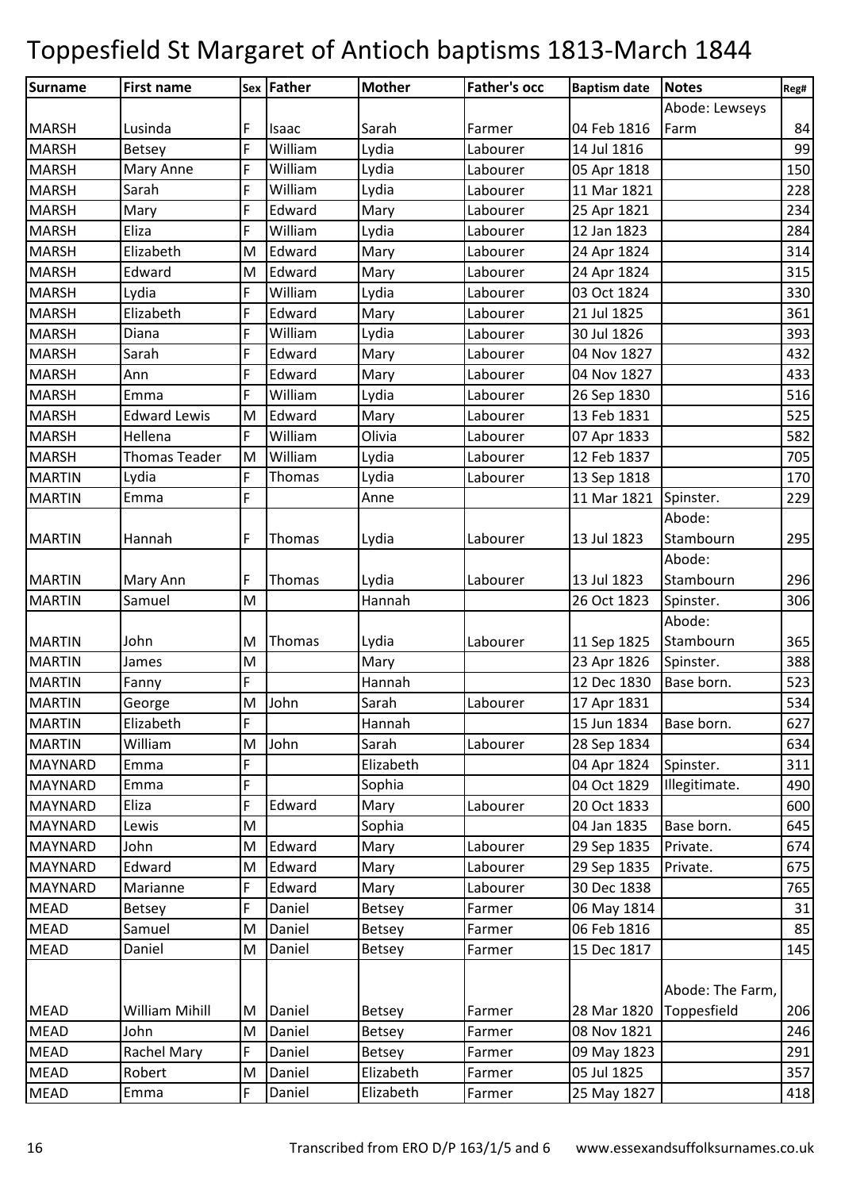# Toppesfield St Margaret of Antioch baptisms 1813-March 1844

| Surname | First name | Sex | Father | Mother | Father's occ | Baptism date | Notes | Reg# |
|---|---|---|---|---|---|---|---|---|
| MARSH | Lusinda | F | Isaac | Sarah | Farmer | 04 Feb 1816 | Abode: Lewseys Farm | 84 |
| MARSH | Betsey | F | William | Lydia | Labourer | 14 Jul 1816 | | 99 |
| MARSH | Mary Anne | F | William | Lydia | Labourer | 05 Apr 1818 | | 150 |
| MARSH | Sarah | F | William | Lydia | Labourer | 11 Mar 1821 | | 228 |
| MARSH | Mary | F | Edward | Mary | Labourer | 25 Apr 1821 | | 234 |
| MARSH | Eliza | F | William | Lydia | Labourer | 12 Jan 1823 | | 284 |
| MARSH | Elizabeth | M | Edward | Mary | Labourer | 24 Apr 1824 | | 314 |
| MARSH | Edward | M | Edward | Mary | Labourer | 24 Apr 1824 | | 315 |
| MARSH | Lydia | F | William | Lydia | Labourer | 03 Oct 1824 | | 330 |
| MARSH | Elizabeth | F | Edward | Mary | Labourer | 21 Jul 1825 | | 361 |
| MARSH | Diana | F | William | Lydia | Labourer | 30 Jul 1826 | | 393 |
| MARSH | Sarah | F | Edward | Mary | Labourer | 04 Nov 1827 | | 432 |
| MARSH | Ann | F | Edward | Mary | Labourer | 04 Nov 1827 | | 433 |
| MARSH | Emma | F | William | Lydia | Labourer | 26 Sep 1830 | | 516 |
| MARSH | Edward Lewis | M | Edward | Mary | Labourer | 13 Feb 1831 | | 525 |
| MARSH | Hellena | F | William | Olivia | Labourer | 07 Apr 1833 | | 582 |
| MARSH | Thomas Teader | M | William | Lydia | Labourer | 12 Feb 1837 | | 705 |
| MARTIN | Lydia | F | Thomas | Lydia | Labourer | 13 Sep 1818 | | 170 |
| MARTIN | Emma | F | | Anne | | 11 Mar 1821 | Spinster. | 229 |
| MARTIN | Hannah | F | Thomas | Lydia | Labourer | 13 Jul 1823 | Abode: Stambourn | 295 |
| MARTIN | Mary Ann | F | Thomas | Lydia | Labourer | 13 Jul 1823 | Abode: Stambourn | 296 |
| MARTIN | Samuel | M | | Hannah | | 26 Oct 1823 | Spinster. | 306 |
| MARTIN | John | M | Thomas | Lydia | Labourer | 11 Sep 1825 | Abode: Stambourn | 365 |
| MARTIN | James | M | | Mary | | 23 Apr 1826 | Spinster. | 388 |
| MARTIN | Fanny | F | | Hannah | | 12 Dec 1830 | Base born. | 523 |
| MARTIN | George | M | John | Sarah | Labourer | 17 Apr 1831 | | 534 |
| MARTIN | Elizabeth | F | | Hannah | | 15 Jun 1834 | Base born. | 627 |
| MARTIN | William | M | John | Sarah | Labourer | 28 Sep 1834 | | 634 |
| MAYNARD | Emma | F | | Elizabeth | | 04 Apr 1824 | Spinster. | 311 |
| MAYNARD | Emma | F | | Sophia | | 04 Oct 1829 | Illegitimate. | 490 |
| MAYNARD | Eliza | F | Edward | Mary | Labourer | 20 Oct 1833 | | 600 |
| MAYNARD | Lewis | M | | Sophia | | 04 Jan 1835 | Base born. | 645 |
| MAYNARD | John | M | Edward | Mary | Labourer | 29 Sep 1835 | Private. | 674 |
| MAYNARD | Edward | M | Edward | Mary | Labourer | 29 Sep 1835 | Private. | 675 |
| MAYNARD | Marianne | F | Edward | Mary | Labourer | 30 Dec 1838 | | 765 |
| MEAD | Betsey | F | Daniel | Betsey | Farmer | 06 May 1814 | | 31 |
| MEAD | Samuel | M | Daniel | Betsey | Farmer | 06 Feb 1816 | | 85 |
| MEAD | Daniel | M | Daniel | Betsey | Farmer | 15 Dec 1817 | | 145 |
| MEAD | William Mihill | M | Daniel | Betsey | Farmer | 28 Mar 1820 | Abode: The Farm, Toppesfield | 206 |
| MEAD | John | M | Daniel | Betsey | Farmer | 08 Nov 1821 | | 246 |
| MEAD | Rachel Mary | F | Daniel | Betsey | Farmer | 09 May 1823 | | 291 |
| MEAD | Robert | M | Daniel | Elizabeth | Farmer | 05 Jul 1825 | | 357 |
| MEAD | Emma | F | Daniel | Elizabeth | Farmer | 25 May 1827 | | 418 |

Transcribed from ERO D/P 163/1/5 and 6 www.essexandsuffolksurnames.co.uk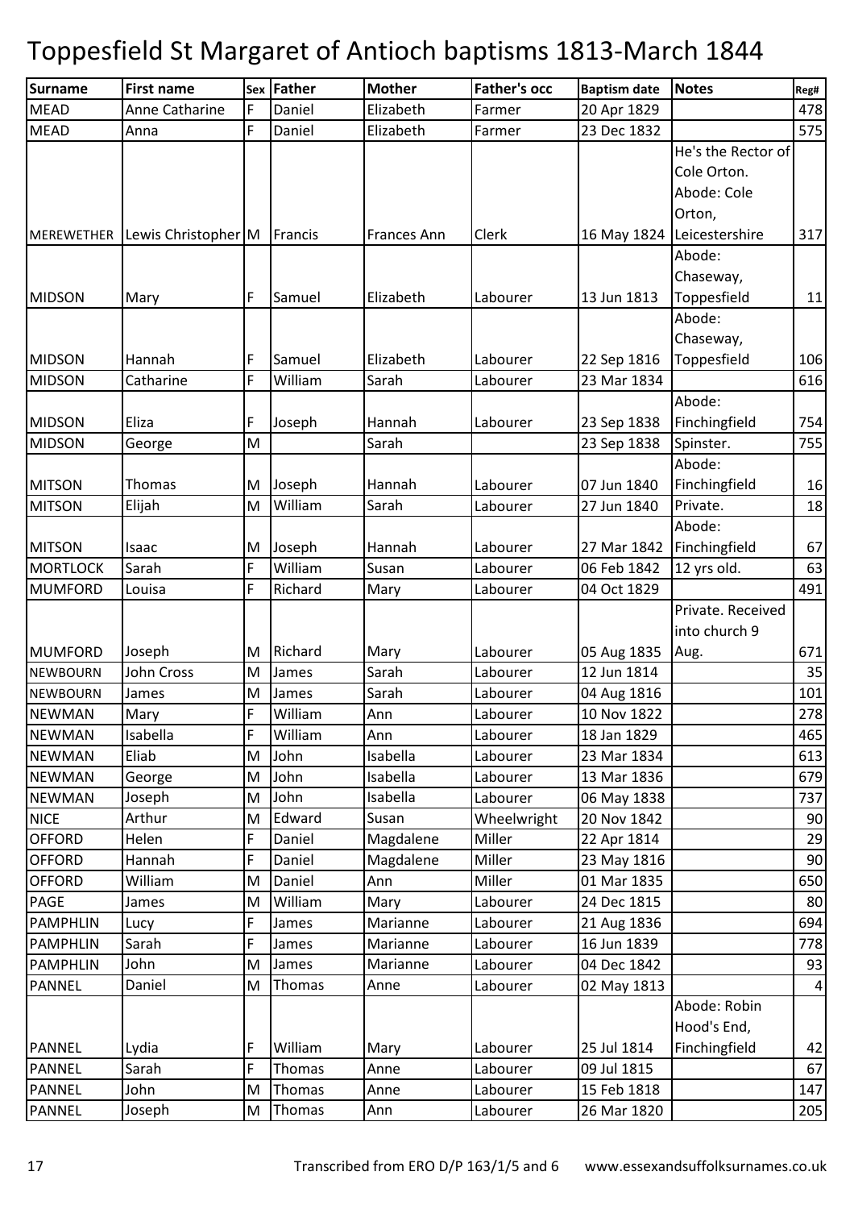# Toppesfield St Margaret of Antioch baptisms 1813-March 1844

| Surname | First name | Sex | Father | Mother | Father's occ | Baptism date | Notes | Reg# |
|---|---|---|---|---|---|---|---|---|
| MEAD | Anne Catharine | F | Daniel | Elizabeth | Farmer | 20 Apr 1829 | | 478 |
| MEAD | Anna | F | Daniel | Elizabeth | Farmer | 23 Dec 1832 | | 575 |
| MEREWETHER | Lewis Christopher | M | Francis | Frances Ann | Clerk | 16 May 1824 | He's the Rector of Cole Orton. Abode: Cole Orton, Leicestershire | 317 |
| MIDSON | Mary | F | Samuel | Elizabeth | Labourer | 13 Jun 1813 | Abode: Chaseway, Toppesfield | 11 |
| MIDSON | Hannah | F | Samuel | Elizabeth | Labourer | 22 Sep 1816 | Abode: Chaseway, Toppesfield | 106 |
| MIDSON | Catharine | F | William | Sarah | Labourer | 23 Mar 1834 | | 616 |
| MIDSON | Eliza | F | Joseph | Hannah | Labourer | 23 Sep 1838 | Abode: Finchingfield | 754 |
| MIDSON | George | M | | Sarah | | 23 Sep 1838 | Spinster. | 755 |
| MITSON | Thomas | M | Joseph | Hannah | Labourer | 07 Jun 1840 | Abode: Finchingfield | 16 |
| MITSON | Elijah | M | William | Sarah | Labourer | 27 Jun 1840 | Private. | 18 |
| MITSON | Isaac | M | Joseph | Hannah | Labourer | 27 Mar 1842 | Abode: Finchingfield | 67 |
| MORTLOCK | Sarah | F | William | Susan | Labourer | 06 Feb 1842 | 12 yrs old. | 63 |
| MUMFORD | Louisa | F | Richard | Mary | Labourer | 04 Oct 1829 | | 491 |
| MUMFORD | Joseph | M | Richard | Mary | Labourer | 05 Aug 1835 | Private. Received into church 9 Aug. | 671 |
| NEWBOURN | John Cross | M | James | Sarah | Labourer | 12 Jun 1814 | | 35 |
| NEWBOURN | James | M | James | Sarah | Labourer | 04 Aug 1816 | | 101 |
| NEWMAN | Mary | F | William | Ann | Labourer | 10 Nov 1822 | | 278 |
| NEWMAN | Isabella | F | William | Ann | Labourer | 18 Jan 1829 | | 465 |
| NEWMAN | Eliab | M | John | Isabella | Labourer | 23 Mar 1834 | | 613 |
| NEWMAN | George | M | John | Isabella | Labourer | 13 Mar 1836 | | 679 |
| NEWMAN | Joseph | M | John | Isabella | Labourer | 06 May 1838 | | 737 |
| NICE | Arthur | M | Edward | Susan | Wheelwright | 20 Nov 1842 | | 90 |
| OFFORD | Helen | F | Daniel | Magdalene | Miller | 22 Apr 1814 | | 29 |
| OFFORD | Hannah | F | Daniel | Magdalene | Miller | 23 May 1816 | | 90 |
| OFFORD | William | M | Daniel | Ann | Miller | 01 Mar 1835 | | 650 |
| PAGE | James | M | William | Mary | Labourer | 24 Dec 1815 | | 80 |
| PAMPHLIN | Lucy | F | James | Marianne | Labourer | 21 Aug 1836 | | 694 |
| PAMPHLIN | Sarah | F | James | Marianne | Labourer | 16 Jun 1839 | | 778 |
| PAMPHLIN | John | M | James | Marianne | Labourer | 04 Dec 1842 | | 93 |
| PANNEL | Daniel | M | Thomas | Anne | Labourer | 02 May 1813 | | 4 |
| PANNEL | Lydia | F | William | Mary | Labourer | 25 Jul 1814 | Abode: Robin Hood's End, Finchingfield | 42 |
| PANNEL | Sarah | F | Thomas | Anne | Labourer | 09 Jul 1815 | | 67 |
| PANNEL | John | M | Thomas | Anne | Labourer | 15 Feb 1818 | | 147 |
| PANNEL | Joseph | M | Thomas | Ann | Labourer | 26 Mar 1820 | | 205 |

Transcribed from ERO D/P 163/1/5 and 6 www.essexandsuffolksurnames.co.uk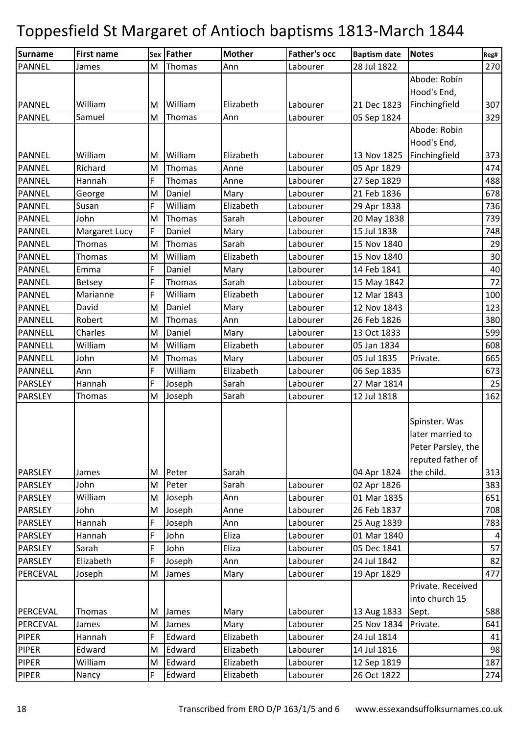# Toppesfield St Margaret of Antioch baptisms 1813-March 1844

| Surname | First name | Sex | Father | Mother | Father's occ | Baptism date | Notes | Reg# |
|---|---|---|---|---|---|---|---|---|
| PANNEL | James | M | Thomas | Ann | Labourer | 28 Jul 1822 | | 270 |
| PANNEL | William | M | William | Elizabeth | Labourer | 21 Dec 1823 | Abode: Robin Hood's End, Finchingfield | 307 |
| PANNEL | Samuel | M | Thomas | Ann | Labourer | 05 Sep 1824 | | 329 |
| PANNEL | William | M | William | Elizabeth | Labourer | 13 Nov 1825 | Abode: Robin Hood's End, Finchingfield | 373 |
| PANNEL | Richard | M | Thomas | Anne | Labourer | 05 Apr 1829 | | 474 |
| PANNEL | Hannah | F | Thomas | Anne | Labourer | 27 Sep 1829 | | 488 |
| PANNEL | George | M | Daniel | Mary | Labourer | 21 Feb 1836 | | 678 |
| PANNEL | Susan | F | William | Elizabeth | Labourer | 29 Apr 1838 | | 736 |
| PANNEL | John | M | Thomas | Sarah | Labourer | 20 May 1838 | | 739 |
| PANNEL | Margaret Lucy | F | Daniel | Mary | Labourer | 15 Jul 1838 | | 748 |
| PANNEL | Thomas | M | Thomas | Sarah | Labourer | 15 Nov 1840 | | 29 |
| PANNEL | Thomas | M | William | Elizabeth | Labourer | 15 Nov 1840 | | 30 |
| PANNEL | Emma | F | Daniel | Mary | Labourer | 14 Feb 1841 | | 40 |
| PANNEL | Betsey | F | Thomas | Sarah | Labourer | 15 May 1842 | | 72 |
| PANNEL | Marianne | F | William | Elizabeth | Labourer | 12 Mar 1843 | | 100 |
| PANNEL | David | M | Daniel | Mary | Labourer | 12 Nov 1843 | | 123 |
| PANNELL | Robert | M | Thomas | Ann | Labourer | 26 Feb 1826 | | 380 |
| PANNELL | Charles | M | Daniel | Mary | Labourer | 13 Oct 1833 | | 599 |
| PANNELL | William | M | William | Elizabeth | Labourer | 05 Jan 1834 | | 608 |
| PANNELL | John | M | Thomas | Mary | Labourer | 05 Jul 1835 | Private. | 665 |
| PANNELL | Ann | F | William | Elizabeth | Labourer | 06 Sep 1835 | | 673 |
| PARSLEY | Hannah | F | Joseph | Sarah | Labourer | 27 Mar 1814 | | 25 |
| PARSLEY | Thomas | M | Joseph | Sarah | Labourer | 12 Jul 1818 | | 162 |
| PARSLEY | James | M | Peter | Sarah | | 04 Apr 1824 | Spinster. Was later married to Peter Parsley, the reputed father of the child. | 313 |
| PARSLEY | John | M | Peter | Sarah | Labourer | 02 Apr 1826 | | 383 |
| PARSLEY | William | M | Joseph | Ann | Labourer | 01 Mar 1835 | | 651 |
| PARSLEY | John | M | Joseph | Anne | Labourer | 26 Feb 1837 | | 708 |
| PARSLEY | Hannah | F | Joseph | Ann | Labourer | 25 Aug 1839 | | 783 |
| PARSLEY | Hannah | F | John | Eliza | Labourer | 01 Mar 1840 | | 4 |
| PARSLEY | Sarah | F | John | Eliza | Labourer | 05 Dec 1841 | | 57 |
| PARSLEY | Elizabeth | F | Joseph | Ann | Labourer | 24 Jul 1842 | | 82 |
| PERCEVAL | Joseph | M | James | Mary | Labourer | 19 Apr 1829 | | 477 |
| PERCEVAL | Thomas | M | James | Mary | Labourer | 13 Aug 1833 | Private. Received into church 15 Sept. | 588 |
| PERCEVAL | James | M | James | Mary | Labourer | 25 Nov 1834 | Private. | 641 |
| PIPER | Hannah | F | Edward | Elizabeth | Labourer | 24 Jul 1814 | | 41 |
| PIPER | Edward | M | Edward | Elizabeth | Labourer | 14 Jul 1816 | | 98 |
| PIPER | William | M | Edward | Elizabeth | Labourer | 12 Sep 1819 | | 187 |
| PIPER | Nancy | F | Edward | Elizabeth | Labourer | 26 Oct 1822 | | 274 |

Transcribed from ERO D/P 163/1/5 and 6 www.essexandsuffolksurnames.co.uk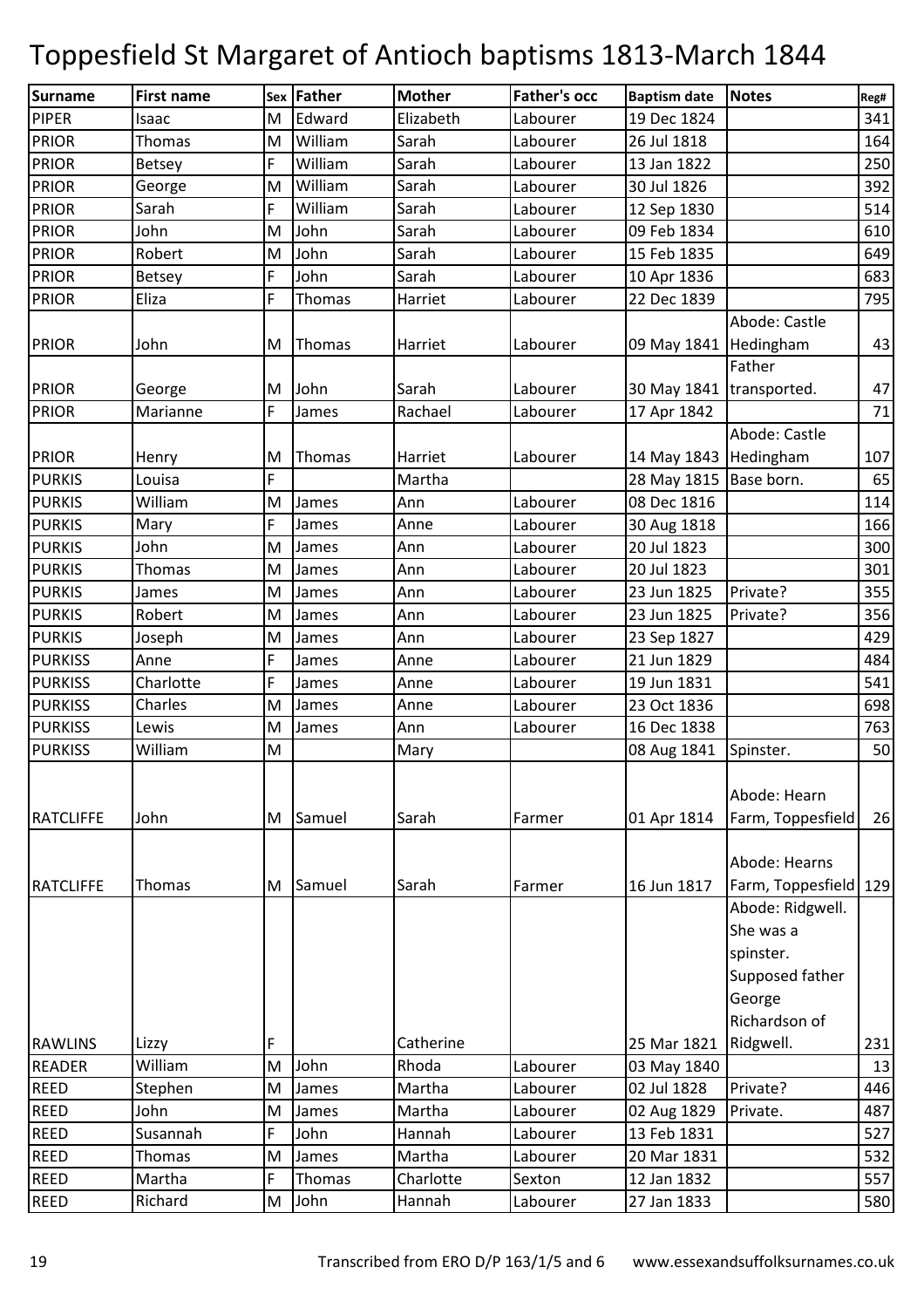# Toppesfield St Margaret of Antioch baptisms 1813-March 1844

| Surname | First name | Sex | Father | Mother | Father's occ | Baptism date | Notes | Reg# |
|---|---|---|---|---|---|---|---|---|
| PIPER | Isaac | M | Edward | Elizabeth | Labourer | 19 Dec 1824 | | 341 |
| PRIOR | Thomas | M | William | Sarah | Labourer | 26 Jul 1818 | | 164 |
| PRIOR | Betsey | F | William | Sarah | Labourer | 13 Jan 1822 | | 250 |
| PRIOR | George | M | William | Sarah | Labourer | 30 Jul 1826 | | 392 |
| PRIOR | Sarah | F | William | Sarah | Labourer | 12 Sep 1830 | | 514 |
| PRIOR | John | M | John | Sarah | Labourer | 09 Feb 1834 | | 610 |
| PRIOR | Robert | M | John | Sarah | Labourer | 15 Feb 1835 | | 649 |
| PRIOR | Betsey | F | John | Sarah | Labourer | 10 Apr 1836 | | 683 |
| PRIOR | Eliza | F | Thomas | Harriet | Labourer | 22 Dec 1839 | | 795 |
| PRIOR | John | M | Thomas | Harriet | Labourer | 09 May 1841 | Abode: Castle Hedingham | 43 |
| PRIOR | George | M | John | Sarah | Labourer | 30 May 1841 | Father transported. | 47 |
| PRIOR | Marianne | F | James | Rachael | Labourer | 17 Apr 1842 | | 71 |
| PRIOR | Henry | M | Thomas | Harriet | Labourer | 14 May 1843 | Abode: Castle Hedingham | 107 |
| PURKIS | Louisa | F | | Martha | | 28 May 1815 | Base born. | 65 |
| PURKIS | William | M | James | Ann | Labourer | 08 Dec 1816 | | 114 |
| PURKIS | Mary | F | James | Anne | Labourer | 30 Aug 1818 | | 166 |
| PURKIS | John | M | James | Ann | Labourer | 20 Jul 1823 | | 300 |
| PURKIS | Thomas | M | James | Ann | Labourer | 20 Jul 1823 | | 301 |
| PURKIS | James | M | James | Ann | Labourer | 23 Jun 1825 | Private? | 355 |
| PURKIS | Robert | M | James | Ann | Labourer | 23 Jun 1825 | Private? | 356 |
| PURKIS | Joseph | M | James | Ann | Labourer | 23 Sep 1827 | | 429 |
| PURKISS | Anne | F | James | Anne | Labourer | 21 Jun 1829 | | 484 |
| PURKISS | Charlotte | F | James | Anne | Labourer | 19 Jun 1831 | | 541 |
| PURKISS | Charles | M | James | Anne | Labourer | 23 Oct 1836 | | 698 |
| PURKISS | Lewis | M | James | Ann | Labourer | 16 Dec 1838 | | 763 |
| PURKISS | William | M | | Mary | | 08 Aug 1841 | Spinster. | 50 |
| RATCLIFFE | John | M | Samuel | Sarah | Farmer | 01 Apr 1814 | Abode: Hearn Farm, Toppesfield | 26 |
| RATCLIFFE | Thomas | M | Samuel | Sarah | Farmer | 16 Jun 1817 | Abode: Hearns Farm, Toppesfield | 129 |
| RAWLINS | Lizzy | F | | Catherine | | 25 Mar 1821 | Abode: Ridgwell. She was a spinster. Supposed father George Richardson of Ridgwell. | 231 |
| READER | William | M | John | Rhoda | Labourer | 03 May 1840 | | 13 |
| REED | Stephen | M | James | Martha | Labourer | 02 Jul 1828 | Private? | 446 |
| REED | John | M | James | Martha | Labourer | 02 Aug 1829 | Private. | 487 |
| REED | Susannah | F | John | Hannah | Labourer | 13 Feb 1831 | | 527 |
| REED | Thomas | M | James | Martha | Labourer | 20 Mar 1831 | | 532 |
| REED | Martha | F | Thomas | Charlotte | Sexton | 12 Jan 1832 | | 557 |
| REED | Richard | M | John | Hannah | Labourer | 27 Jan 1833 | | 580 |

Transcribed from ERO D/P 163/1/5 and 6 www.essexandsuffolksurnames.co.uk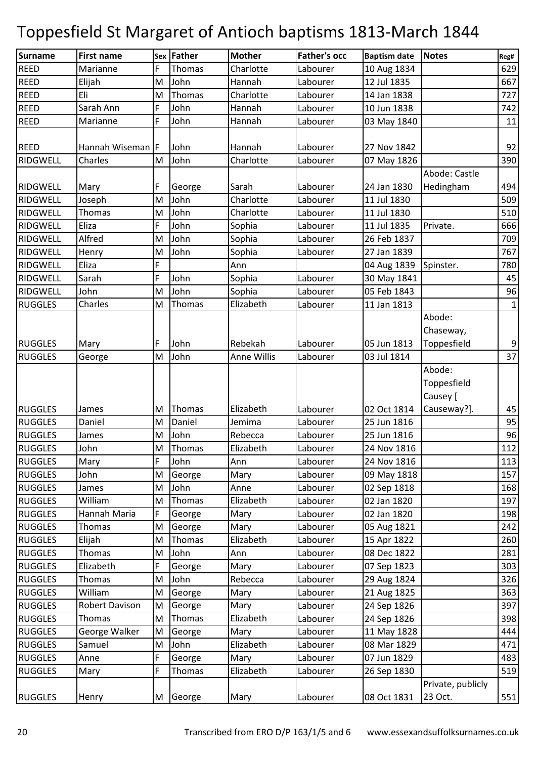# Toppesfield St Margaret of Antioch baptisms 1813-March 1844

| Surname | First name | Sex | Father | Mother | Father's occ | Baptism date | Notes | Reg# |
|---|---|---|---|---|---|---|---|---|
| REED | Marianne | F | Thomas | Charlotte | Labourer | 10 Aug 1834 | | 629 |
| REED | Elijah | M | John | Hannah | Labourer | 12 Jul 1835 | | 667 |
| REED | Eli | M | Thomas | Charlotte | Labourer | 14 Jan 1838 | | 727 |
| REED | Sarah Ann | F | John | Hannah | Labourer | 10 Jun 1838 | | 742 |
| REED | Marianne | F | John | Hannah | Labourer | 03 May 1840 | | 11 |
| REED | Hannah Wiseman | F | John | Hannah | Labourer | 27 Nov 1842 | | 92 |
| RIDGWELL | Charles | M | John | Charlotte | Labourer | 07 May 1826 | | 390 |
| RIDGWELL | Mary | F | George | Sarah | Labourer | 24 Jan 1830 | Abode: Castle Hedingham | 494 |
| RIDGWELL | Joseph | M | John | Charlotte | Labourer | 11 Jul 1830 | | 509 |
| RIDGWELL | Thomas | M | John | Charlotte | Labourer | 11 Jul 1830 | | 510 |
| RIDGWELL | Eliza | F | John | Sophia | Labourer | 11 Jul 1835 | Private. | 666 |
| RIDGWELL | Alfred | M | John | Sophia | Labourer | 26 Feb 1837 | | 709 |
| RIDGWELL | Henry | M | John | Sophia | Labourer | 27 Jan 1839 | | 767 |
| RIDGWELL | Eliza | F | | Ann | | 04 Aug 1839 | Spinster. | 780 |
| RIDGWELL | Sarah | F | John | Sophia | Labourer | 30 May 1841 | | 45 |
| RIDGWELL | John | M | John | Sophia | Labourer | 05 Feb 1843 | | 96 |
| RUGGLES | Charles | M | Thomas | Elizabeth | Labourer | 11 Jan 1813 | | 1 |
| RUGGLES | Mary | F | John | Rebekah | Labourer | 05 Jun 1813 | Abode: Chaseway, Toppesfield | 9 |
| RUGGLES | George | M | John | Anne Willis | Labourer | 03 Jul 1814 | | 37 |
| RUGGLES | James | M | Thomas | Elizabeth | Labourer | 02 Oct 1814 | Abode: Toppesfield Causey [ Causeway?]. | 45 |
| RUGGLES | Daniel | M | Daniel | Jemima | Labourer | 25 Jun 1816 | | 95 |
| RUGGLES | James | M | John | Rebecca | Labourer | 25 Jun 1816 | | 96 |
| RUGGLES | John | M | Thomas | Elizabeth | Labourer | 24 Nov 1816 | | 112 |
| RUGGLES | Mary | F | John | Ann | Labourer | 24 Nov 1816 | | 113 |
| RUGGLES | John | M | George | Mary | Labourer | 09 May 1818 | | 157 |
| RUGGLES | James | M | John | Anne | Labourer | 02 Sep 1818 | | 168 |
| RUGGLES | William | M | Thomas | Elizabeth | Labourer | 02 Jan 1820 | | 197 |
| RUGGLES | Hannah Maria | F | George | Mary | Labourer | 02 Jan 1820 | | 198 |
| RUGGLES | Thomas | M | George | Mary | Labourer | 05 Aug 1821 | | 242 |
| RUGGLES | Elijah | M | Thomas | Elizabeth | Labourer | 15 Apr 1822 | | 260 |
| RUGGLES | Thomas | M | John | Ann | Labourer | 08 Dec 1822 | | 281 |
| RUGGLES | Elizabeth | F | George | Mary | Labourer | 07 Sep 1823 | | 303 |
| RUGGLES | Thomas | M | John | Rebecca | Labourer | 29 Aug 1824 | | 326 |
| RUGGLES | William | M | George | Mary | Labourer | 21 Aug 1825 | | 363 |
| RUGGLES | Robert Davison | M | George | Mary | Labourer | 24 Sep 1826 | | 397 |
| RUGGLES | Thomas | M | Thomas | Elizabeth | Labourer | 24 Sep 1826 | | 398 |
| RUGGLES | George Walker | M | George | Mary | Labourer | 11 May 1828 | | 444 |
| RUGGLES | Samuel | M | John | Elizabeth | Labourer | 08 Mar 1829 | | 471 |
| RUGGLES | Anne | F | George | Mary | Labourer | 07 Jun 1829 | | 483 |
| RUGGLES | Mary | F | Thomas | Elizabeth | Labourer | 26 Sep 1830 | | 519 |
| RUGGLES | Henry | M | George | Mary | Labourer | 08 Oct 1831 | Private, publicly 23 Oct. | 551 |

Transcribed from ERO D/P 163/1/5 and 6 www.essexandsuffolksurnames.co.uk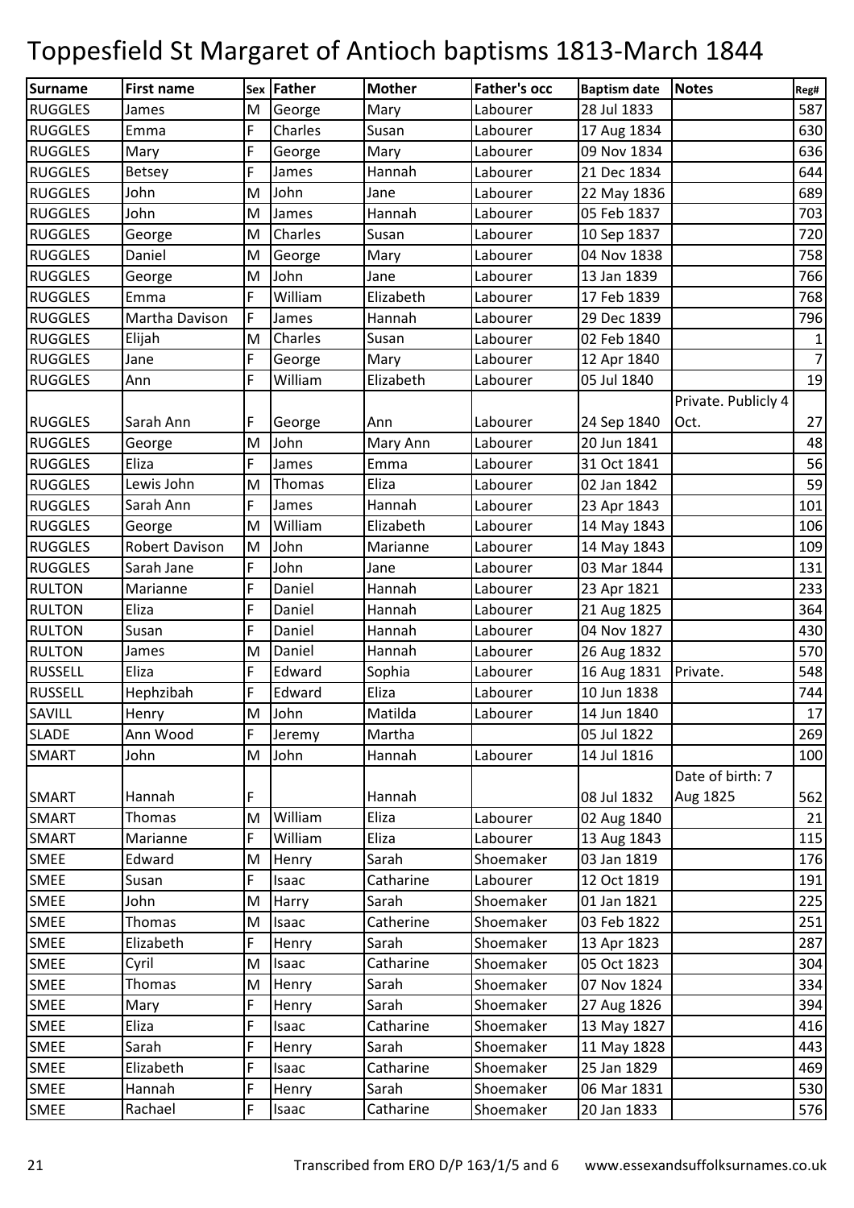# Toppesfield St Margaret of Antioch baptisms 1813-March 1844

| Surname | First name | Sex | Father | Mother | Father's occ | Baptism date | Notes | Reg# |
|---|---|---|---|---|---|---|---|---|
| RUGGLES | James | M | George | Mary | Labourer | 28 Jul 1833 | | 587 |
| RUGGLES | Emma | F | Charles | Susan | Labourer | 17 Aug 1834 | | 630 |
| RUGGLES | Mary | F | George | Mary | Labourer | 09 Nov 1834 | | 636 |
| RUGGLES | Betsey | F | James | Hannah | Labourer | 21 Dec 1834 | | 644 |
| RUGGLES | John | M | John | Jane | Labourer | 22 May 1836 | | 689 |
| RUGGLES | John | M | James | Hannah | Labourer | 05 Feb 1837 | | 703 |
| RUGGLES | George | M | Charles | Susan | Labourer | 10 Sep 1837 | | 720 |
| RUGGLES | Daniel | M | George | Mary | Labourer | 04 Nov 1838 | | 758 |
| RUGGLES | George | M | John | Jane | Labourer | 13 Jan 1839 | | 766 |
| RUGGLES | Emma | F | William | Elizabeth | Labourer | 17 Feb 1839 | | 768 |
| RUGGLES | Martha Davison | F | James | Hannah | Labourer | 29 Dec 1839 | | 796 |
| RUGGLES | Elijah | M | Charles | Susan | Labourer | 02 Feb 1840 | | 1 |
| RUGGLES | Jane | F | George | Mary | Labourer | 12 Apr 1840 | | 7 |
| RUGGLES | Ann | F | William | Elizabeth | Labourer | 05 Jul 1840 | | 19 |
| RUGGLES | Sarah Ann | F | George | Ann | Labourer | 24 Sep 1840 | Private. Publicly 4 Oct. | 27 |
| RUGGLES | George | M | John | Mary Ann | Labourer | 20 Jun 1841 | | 48 |
| RUGGLES | Eliza | F | James | Emma | Labourer | 31 Oct 1841 | | 56 |
| RUGGLES | Lewis John | M | Thomas | Eliza | Labourer | 02 Jan 1842 | | 59 |
| RUGGLES | Sarah Ann | F | James | Hannah | Labourer | 23 Apr 1843 | | 101 |
| RUGGLES | George | M | William | Elizabeth | Labourer | 14 May 1843 | | 106 |
| RUGGLES | Robert Davison | M | John | Marianne | Labourer | 14 May 1843 | | 109 |
| RUGGLES | Sarah Jane | F | John | Jane | Labourer | 03 Mar 1844 | | 131 |
| RULTON | Marianne | F | Daniel | Hannah | Labourer | 23 Apr 1821 | | 233 |
| RULTON | Eliza | F | Daniel | Hannah | Labourer | 21 Aug 1825 | | 364 |
| RULTON | Susan | F | Daniel | Hannah | Labourer | 04 Nov 1827 | | 430 |
| RULTON | James | M | Daniel | Hannah | Labourer | 26 Aug 1832 | | 570 |
| RUSSELL | Eliza | F | Edward | Sophia | Labourer | 16 Aug 1831 | Private. | 548 |
| RUSSELL | Hephzibah | F | Edward | Eliza | Labourer | 10 Jun 1838 | | 744 |
| SAVILL | Henry | M | John | Matilda | Labourer | 14 Jun 1840 | | 17 |
| SLADE | Ann Wood | F | Jeremy | Martha | | 05 Jul 1822 | | 269 |
| SMART | John | M | John | Hannah | Labourer | 14 Jul 1816 | | 100 |
| SMART | Hannah | F | | Hannah | | 08 Jul 1832 | Date of birth: 7 Aug 1825 | 562 |
| SMART | Thomas | M | William | Eliza | Labourer | 02 Aug 1840 | | 21 |
| SMART | Marianne | F | William | Eliza | Labourer | 13 Aug 1843 | | 115 |
| SMEE | Edward | M | Henry | Sarah | Shoemaker | 03 Jan 1819 | | 176 |
| SMEE | Susan | F | Isaac | Catharine | Labourer | 12 Oct 1819 | | 191 |
| SMEE | John | M | Harry | Sarah | Shoemaker | 01 Jan 1821 | | 225 |
| SMEE | Thomas | M | Isaac | Catherine | Shoemaker | 03 Feb 1822 | | 251 |
| SMEE | Elizabeth | F | Henry | Sarah | Shoemaker | 13 Apr 1823 | | 287 |
| SMEE | Cyril | M | Isaac | Catharine | Shoemaker | 05 Oct 1823 | | 304 |
| SMEE | Thomas | M | Henry | Sarah | Shoemaker | 07 Nov 1824 | | 334 |
| SMEE | Mary | F | Henry | Sarah | Shoemaker | 27 Aug 1826 | | 394 |
| SMEE | Eliza | F | Isaac | Catharine | Shoemaker | 13 May 1827 | | 416 |
| SMEE | Sarah | F | Henry | Sarah | Shoemaker | 11 May 1828 | | 443 |
| SMEE | Elizabeth | F | Isaac | Catharine | Shoemaker | 25 Jan 1829 | | 469 |
| SMEE | Hannah | F | Henry | Sarah | Shoemaker | 06 Mar 1831 | | 530 |
| SMEE | Rachael | F | Isaac | Catharine | Shoemaker | 20 Jan 1833 | | 576 |

Transcribed from ERO D/P 163/1/5 and 6 www.essexandsuffolksurnames.co.uk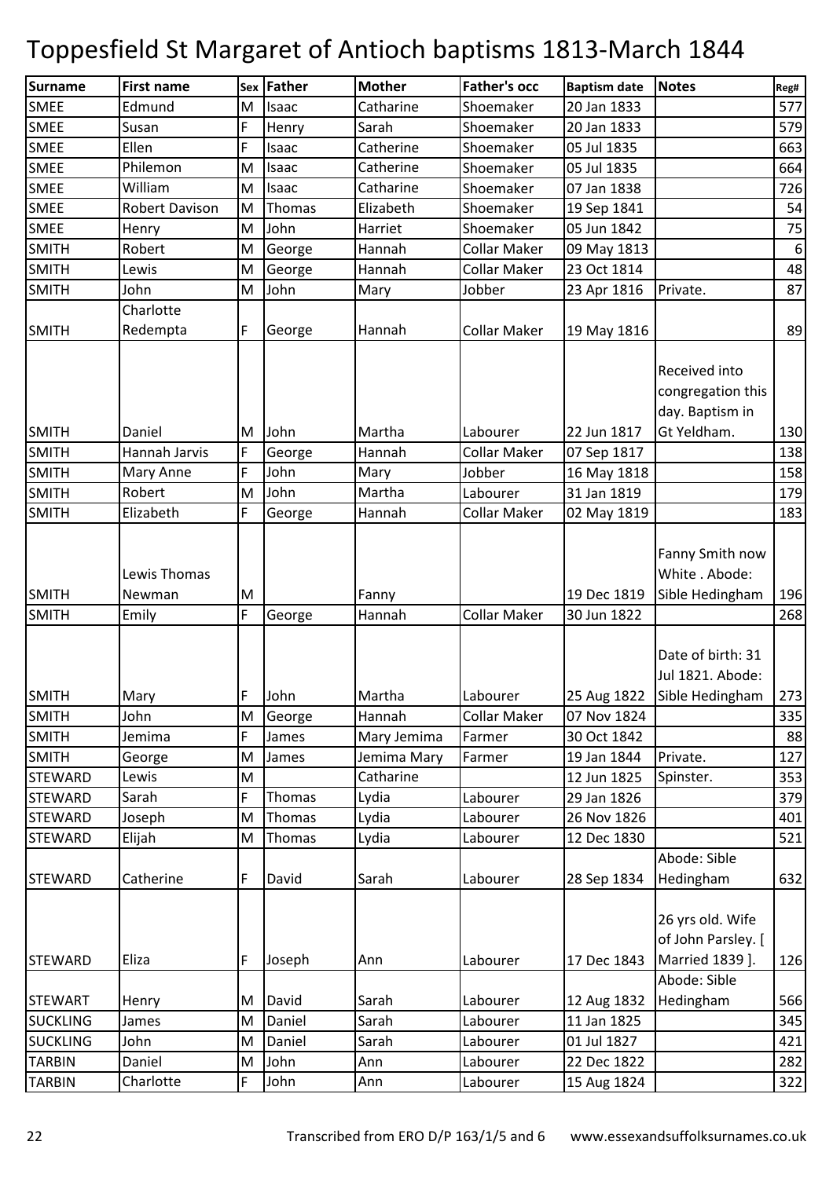# Toppesfield St Margaret of Antioch baptisms 1813-March 1844

| Surname | First name | Sex | Father | Mother | Father's occ | Baptism date | Notes | Reg# |
|---|---|---|---|---|---|---|---|---|
| SMEE | Edmund | M | Isaac | Catharine | Shoemaker | 20 Jan 1833 | | 577 |
| SMEE | Susan | F | Henry | Sarah | Shoemaker | 20 Jan 1833 | | 579 |
| SMEE | Ellen | F | Isaac | Catherine | Shoemaker | 05 Jul 1835 | | 663 |
| SMEE | Philemon | M | Isaac | Catherine | Shoemaker | 05 Jul 1835 | | 664 |
| SMEE | William | M | Isaac | Catharine | Shoemaker | 07 Jan 1838 | | 726 |
| SMEE | Robert Davison | M | Thomas | Elizabeth | Shoemaker | 19 Sep 1841 | | 54 |
| SMEE | Henry | M | John | Harriet | Shoemaker | 05 Jun 1842 | | 75 |
| SMITH | Robert | M | George | Hannah | Collar Maker | 09 May 1813 | | 6 |
| SMITH | Lewis | M | George | Hannah | Collar Maker | 23 Oct 1814 | | 48 |
| SMITH | John | M | John | Mary | Jobber | 23 Apr 1816 | Private. | 87 |
| SMITH | Charlotte Redempta | F | George | Hannah | Collar Maker | 19 May 1816 | | 89 |
| SMITH | Daniel | M | John | Martha | Labourer | 22 Jun 1817 | Received into congregation this day. Baptism in Gt Yeldham. | 130 |
| SMITH | Hannah Jarvis | F | George | Hannah | Collar Maker | 07 Sep 1817 | | 138 |
| SMITH | Mary Anne | F | John | Mary | Jobber | 16 May 1818 | | 158 |
| SMITH | Robert | M | John | Martha | Labourer | 31 Jan 1819 | | 179 |
| SMITH | Elizabeth | F | George | Hannah | Collar Maker | 02 May 1819 | | 183 |
| SMITH | Lewis Thomas Newman | M | | Fanny | | 19 Dec 1819 | Fanny Smith now White . Abode: Sible Hedingham | 196 |
| SMITH | Emily | F | George | Hannah | Collar Maker | 30 Jun 1822 | | 268 |
| SMITH | Mary | F | John | Martha | Labourer | 25 Aug 1822 | Date of birth: 31 Jul 1821. Abode: Sible Hedingham | 273 |
| SMITH | John | M | George | Hannah | Collar Maker | 07 Nov 1824 | | 335 |
| SMITH | Jemima | F | James | Mary Jemima | Farmer | 30 Oct 1842 | | 88 |
| SMITH | George | M | James | Jemima Mary | Farmer | 19 Jan 1844 | Private. | 127 |
| STEWARD | Lewis | M | | Catharine | | 12 Jun 1825 | Spinster. | 353 |
| STEWARD | Sarah | F | Thomas | Lydia | Labourer | 29 Jan 1826 | | 379 |
| STEWARD | Joseph | M | Thomas | Lydia | Labourer | 26 Nov 1826 | | 401 |
| STEWARD | Elijah | M | Thomas | Lydia | Labourer | 12 Dec 1830 | | 521 |
| STEWARD | Catherine | F | David | Sarah | Labourer | 28 Sep 1834 | Abode: Sible Hedingham | 632 |
| STEWARD | Eliza | F | Joseph | Ann | Labourer | 17 Dec 1843 | 26 yrs old. Wife of John Parsley. [ Married 1839 ]. | 126 |
| STEWART | Henry | M | David | Sarah | Labourer | 12 Aug 1832 | Abode: Sible Hedingham | 566 |
| SUCKLING | James | M | Daniel | Sarah | Labourer | 11 Jan 1825 | | 345 |
| SUCKLING | John | M | Daniel | Sarah | Labourer | 01 Jul 1827 | | 421 |
| TARBIN | Daniel | M | John | Ann | Labourer | 22 Dec 1822 | | 282 |
| TARBIN | Charlotte | F | John | Ann | Labourer | 15 Aug 1824 | | 322 |

Transcribed from ERO D/P 163/1/5 and 6 www.essexandsuffolksurnames.co.uk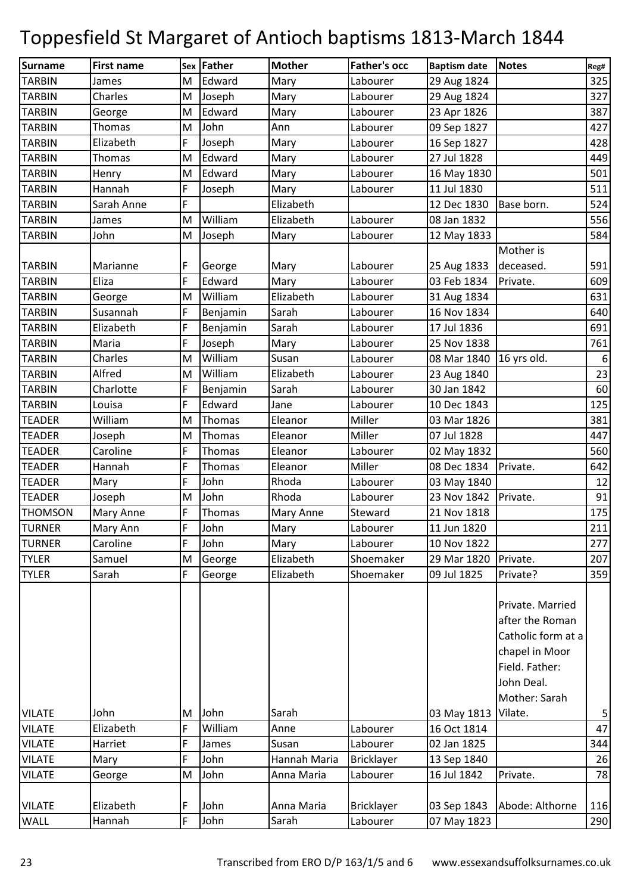# Toppesfield St Margaret of Antioch baptisms 1813-March 1844

| Surname | First name | Sex | Father | Mother | Father's occ | Baptism date | Notes | Reg# |
|---|---|---|---|---|---|---|---|---|
| TARBIN | James | M | Edward | Mary | Labourer | 29 Aug 1824 | | 325 |
| TARBIN | Charles | M | Joseph | Mary | Labourer | 29 Aug 1824 | | 327 |
| TARBIN | George | M | Edward | Mary | Labourer | 23 Apr 1826 | | 387 |
| TARBIN | Thomas | M | John | Ann | Labourer | 09 Sep 1827 | | 427 |
| TARBIN | Elizabeth | F | Joseph | Mary | Labourer | 16 Sep 1827 | | 428 |
| TARBIN | Thomas | M | Edward | Mary | Labourer | 27 Jul 1828 | | 449 |
| TARBIN | Henry | M | Edward | Mary | Labourer | 16 May 1830 | | 501 |
| TARBIN | Hannah | F | Joseph | Mary | Labourer | 11 Jul 1830 | | 511 |
| TARBIN | Sarah Anne | F | | Elizabeth | | 12 Dec 1830 | Base born. | 524 |
| TARBIN | James | M | William | Elizabeth | Labourer | 08 Jan 1832 | | 556 |
| TARBIN | John | M | Joseph | Mary | Labourer | 12 May 1833 | | 584 |
| TARBIN | Marianne | F | George | Mary | Labourer | 25 Aug 1833 | Mother is deceased. | 591 |
| TARBIN | Eliza | F | Edward | Mary | Labourer | 03 Feb 1834 | Private. | 609 |
| TARBIN | George | M | William | Elizabeth | Labourer | 31 Aug 1834 | | 631 |
| TARBIN | Susannah | F | Benjamin | Sarah | Labourer | 16 Nov 1834 | | 640 |
| TARBIN | Elizabeth | F | Benjamin | Sarah | Labourer | 17 Jul 1836 | | 691 |
| TARBIN | Maria | F | Joseph | Mary | Labourer | 25 Nov 1838 | | 761 |
| TARBIN | Charles | M | William | Susan | Labourer | 08 Mar 1840 | 16 yrs old. | 6 |
| TARBIN | Alfred | M | William | Elizabeth | Labourer | 23 Aug 1840 | | 23 |
| TARBIN | Charlotte | F | Benjamin | Sarah | Labourer | 30 Jan 1842 | | 60 |
| TARBIN | Louisa | F | Edward | Jane | Labourer | 10 Dec 1843 | | 125 |
| TEADER | William | M | Thomas | Eleanor | Miller | 03 Mar 1826 | | 381 |
| TEADER | Joseph | M | Thomas | Eleanor | Miller | 07 Jul 1828 | | 447 |
| TEADER | Caroline | F | Thomas | Eleanor | Labourer | 02 May 1832 | | 560 |
| TEADER | Hannah | F | Thomas | Eleanor | Miller | 08 Dec 1834 | Private. | 642 |
| TEADER | Mary | F | John | Rhoda | Labourer | 03 May 1840 | | 12 |
| TEADER | Joseph | M | John | Rhoda | Labourer | 23 Nov 1842 | Private. | 91 |
| THOMSON | Mary Anne | F | Thomas | Mary Anne | Steward | 21 Nov 1818 | | 175 |
| TURNER | Mary Ann | F | John | Mary | Labourer | 11 Jun 1820 | | 211 |
| TURNER | Caroline | F | John | Mary | Labourer | 10 Nov 1822 | | 277 |
| TYLER | Samuel | M | George | Elizabeth | Shoemaker | 29 Mar 1820 | Private. | 207 |
| TYLER | Sarah | F | George | Elizabeth | Shoemaker | 09 Jul 1825 | Private? | 359 |
| VILATE | John | M | John | Sarah | | 03 May 1813 | Private. Married after the Roman Catholic form at a chapel in Moor Field. Father: John Deal. Mother: Sarah Vilate. | 5 |
| VILATE | Elizabeth | F | William | Anne | Labourer | 16 Oct 1814 | | 47 |
| VILATE | Harriet | F | James | Susan | Labourer | 02 Jan 1825 | | 344 |
| VILATE | Mary | F | John | Hannah Maria | Bricklayer | 13 Sep 1840 | | 26 |
| VILATE | George | M | John | Anna Maria | Labourer | 16 Jul 1842 | Private. | 78 |
| VILATE | Elizabeth | F | John | Anna Maria | Bricklayer | 03 Sep 1843 | Abode: Althorne | 116 |
| WALL | Hannah | F | John | Sarah | Labourer | 07 May 1823 | | 290 |

Transcribed from ERO D/P 163/1/5 and 6 www.essexandsuffolksurnames.co.uk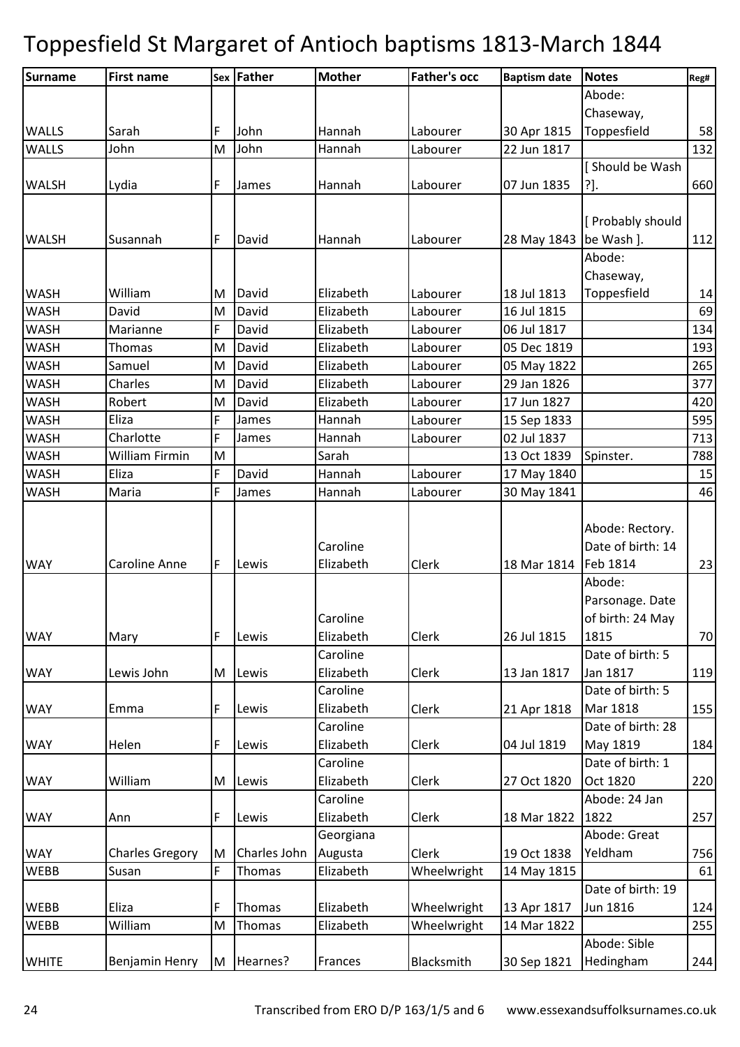# Toppesfield St Margaret of Antioch baptisms 1813-March 1844

| Surname | First name | Sex | Father | Mother | Father's occ | Baptism date | Notes | Reg# |
|---|---|---|---|---|---|---|---|---|
| WALLS | Sarah | F | John | Hannah | Labourer | 30 Apr 1815 | Abode: Chaseway, Toppesfield | 58 |
| WALLS | John | M | John | Hannah | Labourer | 22 Jun 1817 | | 132 |
| WALSH | Lydia | F | James | Hannah | Labourer | 07 Jun 1835 | [ Should be Wash ?]. | 660 |
| WALSH | Susannah | F | David | Hannah | Labourer | 28 May 1843 | [ Probably should be Wash ]. | 112 |
| WASH | William | M | David | Elizabeth | Labourer | 18 Jul 1813 | Abode: Chaseway, Toppesfield | 14 |
| WASH | David | M | David | Elizabeth | Labourer | 16 Jul 1815 | | 69 |
| WASH | Marianne | F | David | Elizabeth | Labourer | 06 Jul 1817 | | 134 |
| WASH | Thomas | M | David | Elizabeth | Labourer | 05 Dec 1819 | | 193 |
| WASH | Samuel | M | David | Elizabeth | Labourer | 05 May 1822 | | 265 |
| WASH | Charles | M | David | Elizabeth | Labourer | 29 Jan 1826 | | 377 |
| WASH | Robert | M | David | Elizabeth | Labourer | 17 Jun 1827 | | 420 |
| WASH | Eliza | F | James | Hannah | Labourer | 15 Sep 1833 | | 595 |
| WASH | Charlotte | F | James | Hannah | Labourer | 02 Jul 1837 | | 713 |
| WASH | William Firmin | M | | Sarah | | 13 Oct 1839 | Spinster. | 788 |
| WASH | Eliza | F | David | Hannah | Labourer | 17 May 1840 | | 15 |
| WASH | Maria | F | James | Hannah | Labourer | 30 May 1841 | | 46 |
| WAY | Caroline Anne | F | Lewis | Caroline Elizabeth | Clerk | 18 Mar 1814 | Abode: Rectory. Date of birth: 14 Feb 1814 | 23 |
| WAY | Mary | F | Lewis | Caroline Elizabeth | Clerk | 26 Jul 1815 | Abode: Parsonage. Date of birth: 24 May 1815 | 70 |
| WAY | Lewis John | M | Lewis | Caroline Elizabeth | Clerk | 13 Jan 1817 | Date of birth: 5 Jan 1817 | 119 |
| WAY | Emma | F | Lewis | Caroline Elizabeth | Clerk | 21 Apr 1818 | Date of birth: 5 Mar 1818 | 155 |
| WAY | Helen | F | Lewis | Caroline Elizabeth | Clerk | 04 Jul 1819 | Date of birth: 28 May 1819 | 184 |
| WAY | William | M | Lewis | Caroline Elizabeth | Clerk | 27 Oct 1820 | Date of birth: 1 Oct 1820 | 220 |
| WAY | Ann | F | Lewis | Caroline Elizabeth | Clerk | 18 Mar 1822 | Abode: 24 Jan 1822 | 257 |
| WAY | Charles Gregory | M | Charles John | Georgiana Augusta | Clerk | 19 Oct 1838 | Abode: Great Yeldham | 756 |
| WEBB | Susan | F | Thomas | Elizabeth | Wheelwright | 14 May 1815 | | 61 |
| WEBB | Eliza | F | Thomas | Elizabeth | Wheelwright | 13 Apr 1817 | Date of birth: 19 Jun 1816 | 124 |
| WEBB | William | M | Thomas | Elizabeth | Wheelwright | 14 Mar 1822 | | 255 |
| WHITE | Benjamin Henry | M | Hearnes? | Frances | Blacksmith | 30 Sep 1821 | Abode: Sible Hedingham | 244 |

Transcribed from ERO D/P 163/1/5 and 6 www.essexandsuffolksurnames.co.uk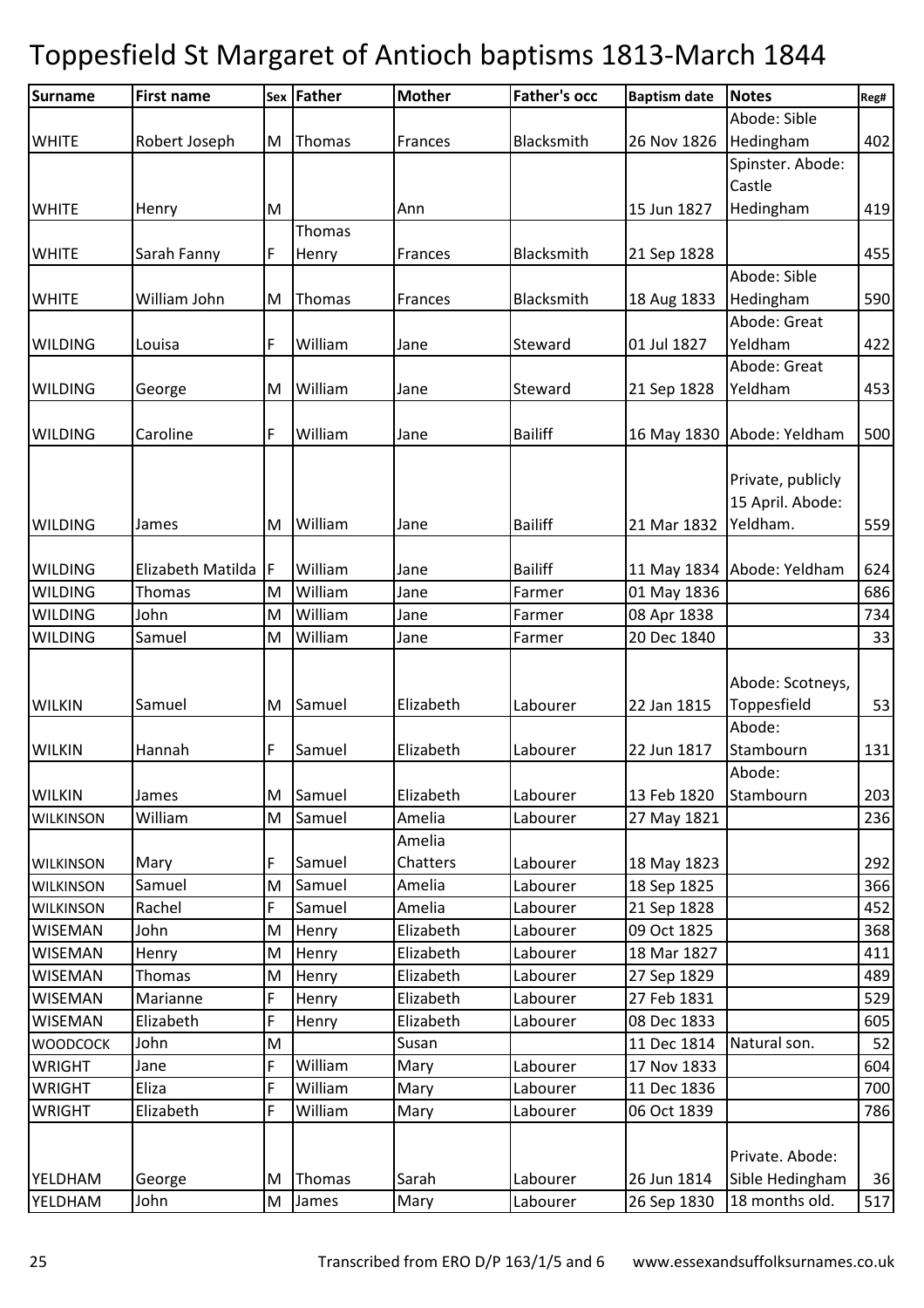# Toppesfield St Margaret of Antioch baptisms 1813-March 1844

| Surname | First name | Sex | Father | Mother | Father's occ | Baptism date | Notes | Reg# |
|---|---|---|---|---|---|---|---|---|
| WHITE | Robert Joseph | M | Thomas | Frances | Blacksmith | 26 Nov 1826 | Abode: Sible Hedingham | 402 |
| WHITE | Henry | M | | Ann | | 15 Jun 1827 | Spinster. Abode: Castle Hedingham | 419 |
| WHITE | Sarah Fanny | F | Thomas Henry | Frances | Blacksmith | 21 Sep 1828 | | 455 |
| WHITE | William John | M | Thomas | Frances | Blacksmith | 18 Aug 1833 | Abode: Sible Hedingham | 590 |
| WILDING | Louisa | F | William | Jane | Steward | 01 Jul 1827 | Abode: Great Yeldham | 422 |
| WILDING | George | M | William | Jane | Steward | 21 Sep 1828 | Abode: Great Yeldham | 453 |
| WILDING | Caroline | F | William | Jane | Bailiff | 16 May 1830 | Abode: Yeldham | 500 |
| WILDING | James | M | William | Jane | Bailiff | 21 Mar 1832 | Private, publicly 15 April. Abode: Yeldham. | 559 |
| WILDING | Elizabeth Matilda | F | William | Jane | Bailiff | 11 May 1834 | Abode: Yeldham | 624 |
| WILDING | Thomas | M | William | Jane | Farmer | 01 May 1836 | | 686 |
| WILDING | John | M | William | Jane | Farmer | 08 Apr 1838 | | 734 |
| WILDING | Samuel | M | William | Jane | Farmer | 20 Dec 1840 | | 33 |
| WILKIN | Samuel | M | Samuel | Elizabeth | Labourer | 22 Jan 1815 | Abode: Scotneys, Toppesfield | 53 |
| WILKIN | Hannah | F | Samuel | Elizabeth | Labourer | 22 Jun 1817 | Abode: Stambourn | 131 |
| WILKIN | James | M | Samuel | Elizabeth | Labourer | 13 Feb 1820 | Abode: Stambourn | 203 |
| WILKINSON | William | M | Samuel | Amelia | Labourer | 27 May 1821 | | 236 |
| WILKINSON | Mary | F | Samuel | Amelia Chatters | Labourer | 18 May 1823 | | 292 |
| WILKINSON | Samuel | M | Samuel | Amelia | Labourer | 18 Sep 1825 | | 366 |
| WILKINSON | Rachel | F | Samuel | Amelia | Labourer | 21 Sep 1828 | | 452 |
| WISEMAN | John | M | Henry | Elizabeth | Labourer | 09 Oct 1825 | | 368 |
| WISEMAN | Henry | M | Henry | Elizabeth | Labourer | 18 Mar 1827 | | 411 |
| WISEMAN | Thomas | M | Henry | Elizabeth | Labourer | 27 Sep 1829 | | 489 |
| WISEMAN | Marianne | F | Henry | Elizabeth | Labourer | 27 Feb 1831 | | 529 |
| WISEMAN | Elizabeth | F | Henry | Elizabeth | Labourer | 08 Dec 1833 | | 605 |
| WOODCOCK | John | M | | Susan | | 11 Dec 1814 | Natural son. | 52 |
| WRIGHT | Jane | F | William | Mary | Labourer | 17 Nov 1833 | | 604 |
| WRIGHT | Eliza | F | William | Mary | Labourer | 11 Dec 1836 | | 700 |
| WRIGHT | Elizabeth | F | William | Mary | Labourer | 06 Oct 1839 | | 786 |
| YELDHAM | George | M | Thomas | Sarah | Labourer | 26 Jun 1814 | Private. Abode: Sible Hedingham | 36 |
| YELDHAM | John | M | James | Mary | Labourer | 26 Sep 1830 | 18 months old. | 517 |

Transcribed from ERO D/P 163/1/5 and 6 www.essexandsuffolksurnames.co.uk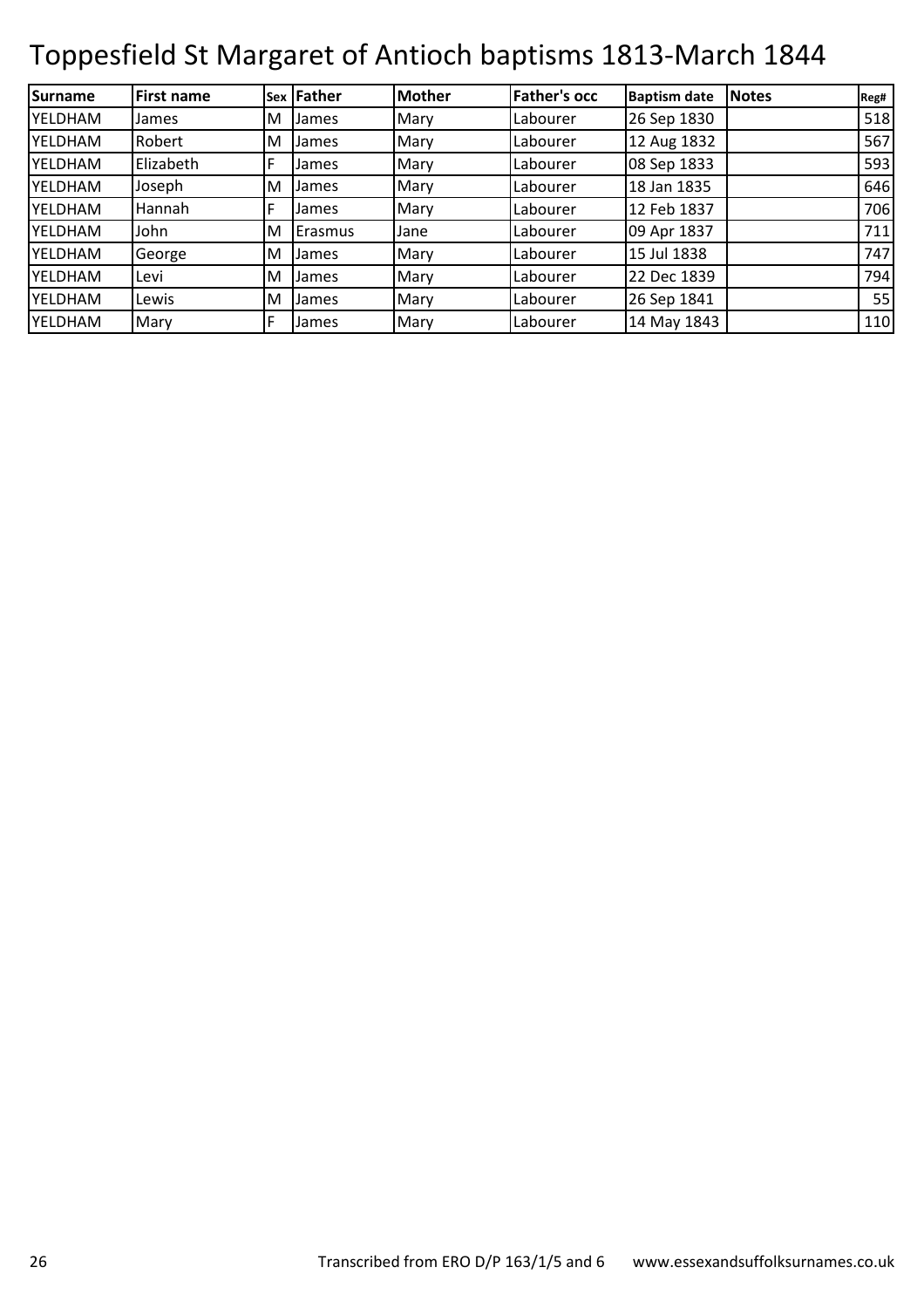# Toppesfield St Margaret of Antioch baptisms 1813-March 1844

| Surname | First name | Sex | Father | Mother | Father's occ | Baptism date | Notes | Reg# |
|---|---|---|---|---|---|---|---|---|
| YELDHAM | James | M | James | Mary | Labourer | 26 Sep 1830 | | 518 |
| YELDHAM | Robert | M | James | Mary | Labourer | 12 Aug 1832 | | 567 |
| YELDHAM | Elizabeth | F | James | Mary | Labourer | 08 Sep 1833 | | 593 |
| YELDHAM | Joseph | M | James | Mary | Labourer | 18 Jan 1835 | | 646 |
| YELDHAM | Hannah | F | James | Mary | Labourer | 12 Feb 1837 | | 706 |
| YELDHAM | John | M | Erasmus | Jane | Labourer | 09 Apr 1837 | | 711 |
| YELDHAM | George | M | James | Mary | Labourer | 15 Jul 1838 | | 747 |
| YELDHAM | Levi | M | James | Mary | Labourer | 22 Dec 1839 | | 794 |
| YELDHAM | Lewis | M | James | Mary | Labourer | 26 Sep 1841 | | 55 |
| YELDHAM | Mary | F | James | Mary | Labourer | 14 May 1843 | | 110 |

Transcribed from ERO D/P 163/1/5 and 6 www.essexandsuffolksurnames.co.uk